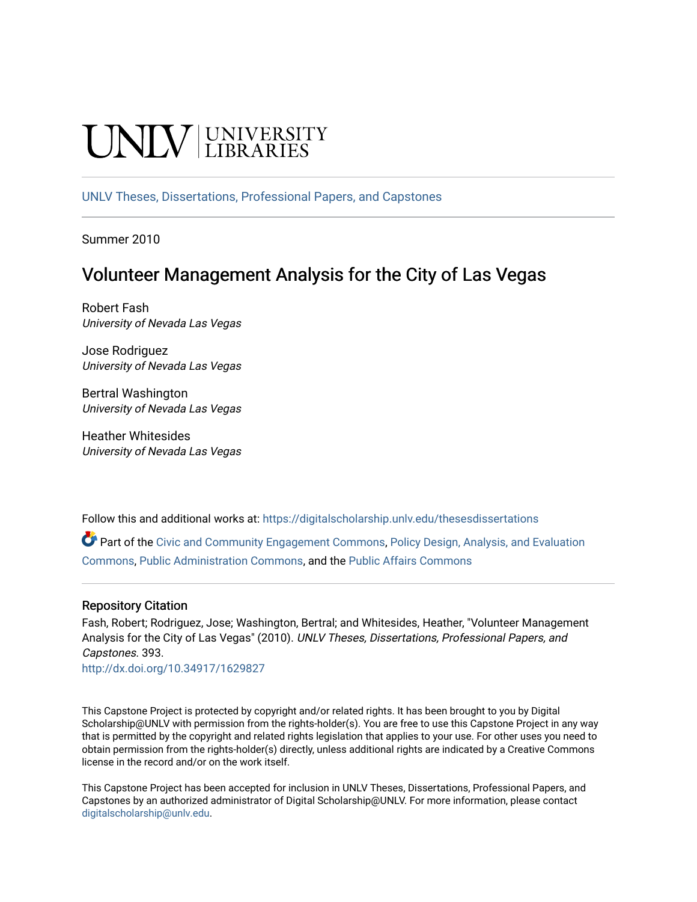UNLV | UNIVERSITY LIBRARIES

UNLV Theses, Dissertations, Professional Papers, and Capstones

---

Summer 2010

# Volunteer Management Analysis for the City of Las Vegas

Robert Fash
*University of Nevada Las Vegas*

Jose Rodriguez
*University of Nevada Las Vegas*

Bertral Washington
*University of Nevada Las Vegas*

Heather Whitesides
*University of Nevada Las Vegas*

Follow this and additional works at: https://digitalscholarship.unlv.edu/thesesdissertations

Part of the Civic and Community Engagement Commons, Policy Design, Analysis, and Evaluation Commons, Public Administration Commons, and the Public Affairs Commons

---

### Repository Citation

Fash, Robert; Rodriguez, Jose; Washington, Bertral; and Whitesides, Heather, "Volunteer Management Analysis for the City of Las Vegas" (2010). *UNLV Theses, Dissertations, Professional Papers, and Capstones*. 393.
http://dx.doi.org/10.34917/1629827

This Capstone Project is protected by copyright and/or related rights. It has been brought to you by Digital Scholarship@UNLV with permission from the rights-holder(s). You are free to use this Capstone Project in any way that is permitted by the copyright and related rights legislation that applies to your use. For other uses you need to obtain permission from the rights-holder(s) directly, unless additional rights are indicated by a Creative Commons license in the record and/or on the work itself.

This Capstone Project has been accepted for inclusion in UNLV Theses, Dissertations, Professional Papers, and Capstones by an authorized administrator of Digital Scholarship@UNLV. For more information, please contact digitalscholarship@unlv.edu.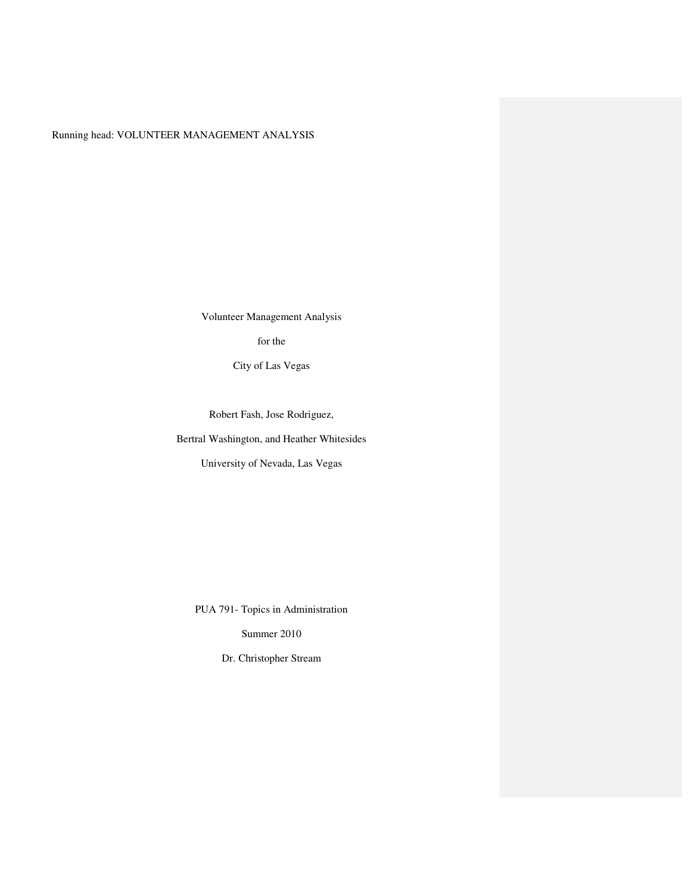Running head: VOLUNTEER MANAGEMENT ANALYSIS

Volunteer Management Analysis

for the

City of Las Vegas

Robert Fash, Jose Rodriguez,

Bertral Washington, and Heather Whitesides

University of Nevada, Las Vegas

PUA 791- Topics in Administration

Summer 2010

Dr. Christopher Stream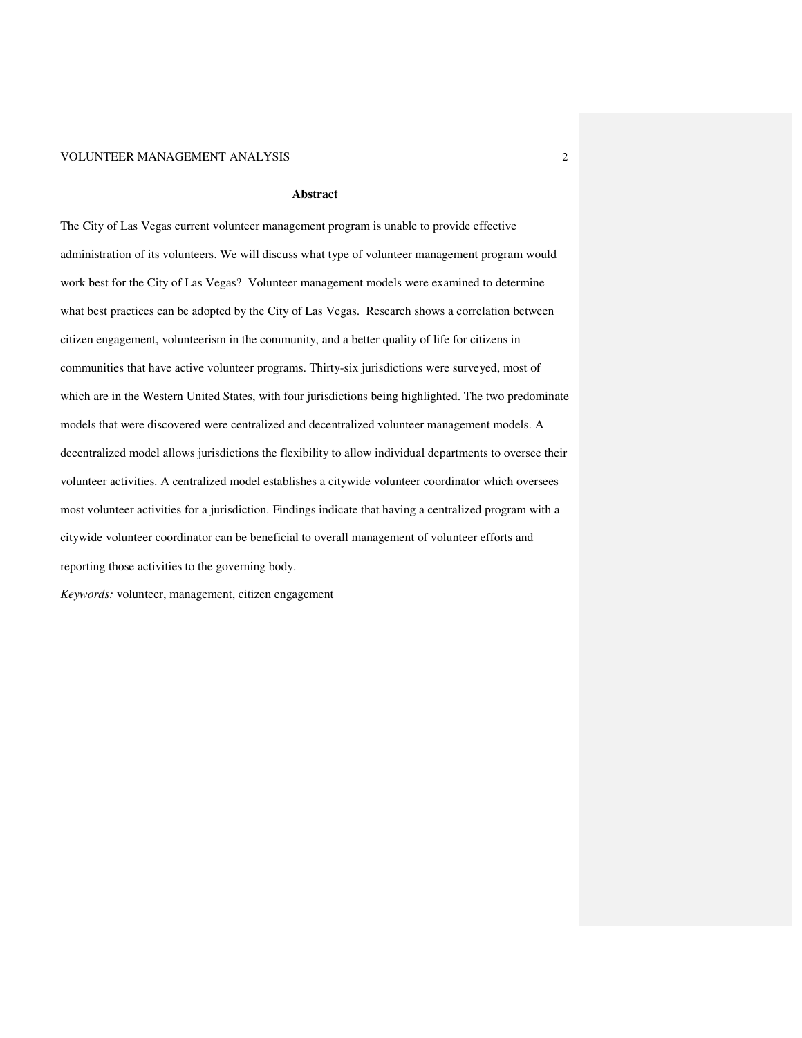## Abstract

The City of Las Vegas current volunteer management program is unable to provide effective administration of its volunteers. We will discuss what type of volunteer management program would work best for the City of Las Vegas? Volunteer management models were examined to determine what best practices can be adopted by the City of Las Vegas. Research shows a correlation between citizen engagement, volunteerism in the community, and a better quality of life for citizens in communities that have active volunteer programs. Thirty-six jurisdictions were surveyed, most of which are in the Western United States, with four jurisdictions being highlighted. The two predominate models that were discovered were centralized and decentralized volunteer management models. A decentralized model allows jurisdictions the flexibility to allow individual departments to oversee their volunteer activities. A centralized model establishes a citywide volunteer coordinator which oversees most volunteer activities for a jurisdiction. Findings indicate that having a centralized program with a citywide volunteer coordinator can be beneficial to overall management of volunteer efforts and reporting those activities to the governing body.

*Keywords:* volunteer, management, citizen engagement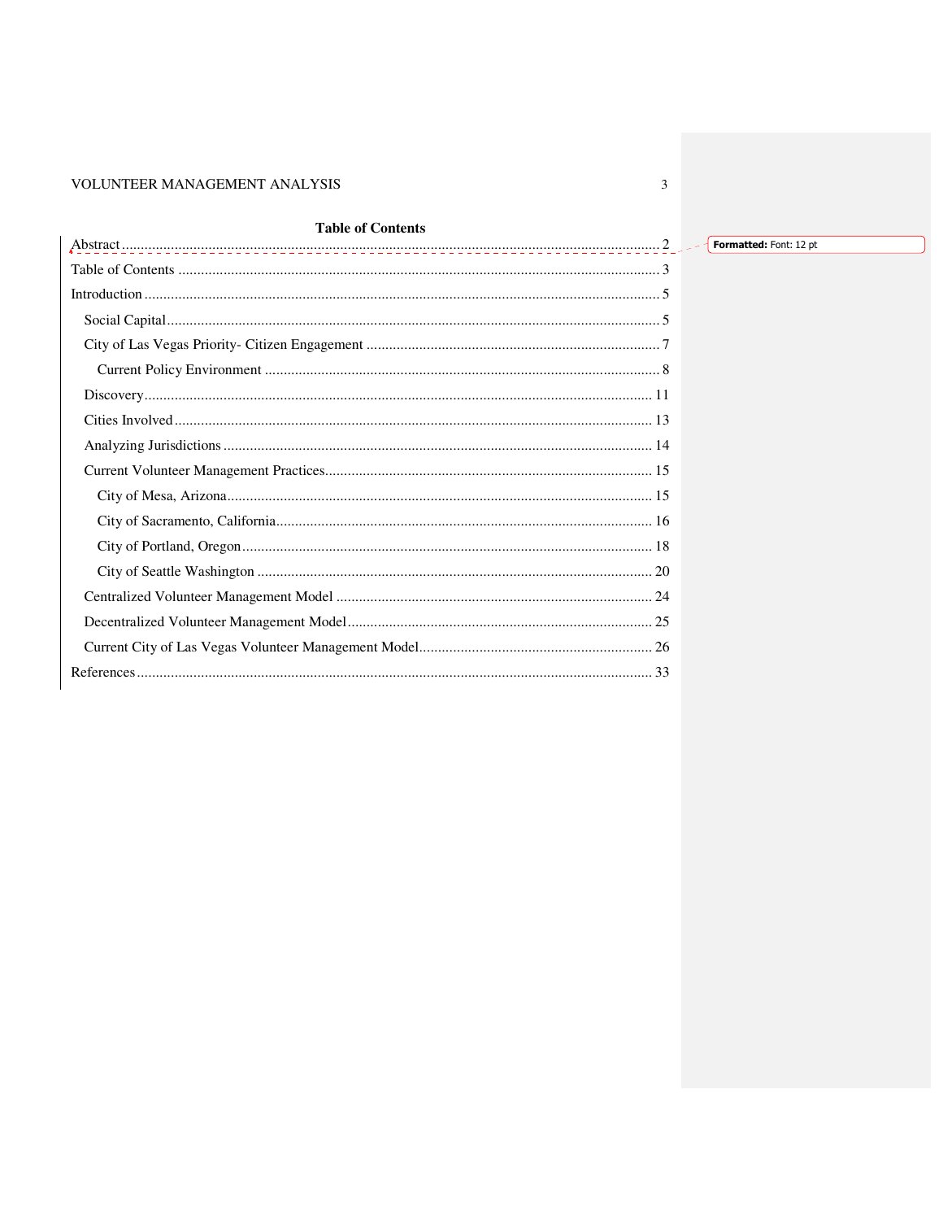**Table of Contents**

Abstract ..... 2

Table of Contents ..... 3

Introduction ..... 5

- Social Capital ..... 5
- City of Las Vegas Priority- Citizen Engagement ..... 7
  - Current Policy Environment ..... 8
- Discovery ..... 11
- Cities Involved ..... 13
- Analyzing Jurisdictions ..... 14
- Current Volunteer Management Practices ..... 15
  - City of Mesa, Arizona ..... 15
  - City of Sacramento, California ..... 16
  - City of Portland, Oregon ..... 18
  - City of Seattle Washington ..... 20
- Centralized Volunteer Management Model ..... 24
- Decentralized Volunteer Management Model ..... 25
- Current City of Las Vegas Volunteer Management Model ..... 26

References ..... 33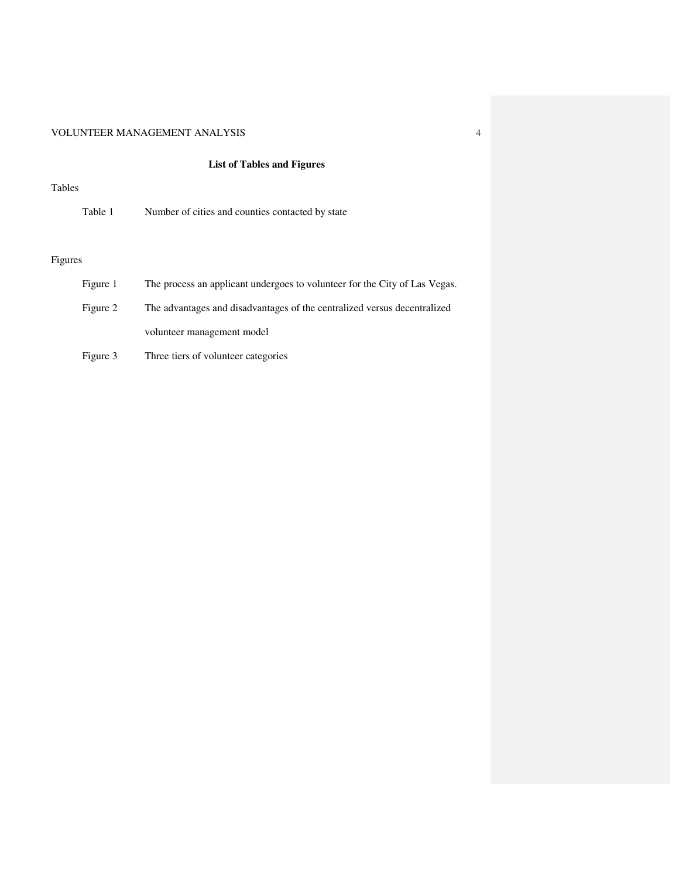## List of Tables and Figures

Tables

Table 1 Number of cities and counties contacted by state

Figures

Figure 1 The process an applicant undergoes to volunteer for the City of Las Vegas.

Figure 2 The advantages and disadvantages of the centralized versus decentralized volunteer management model

Figure 3 Three tiers of volunteer categories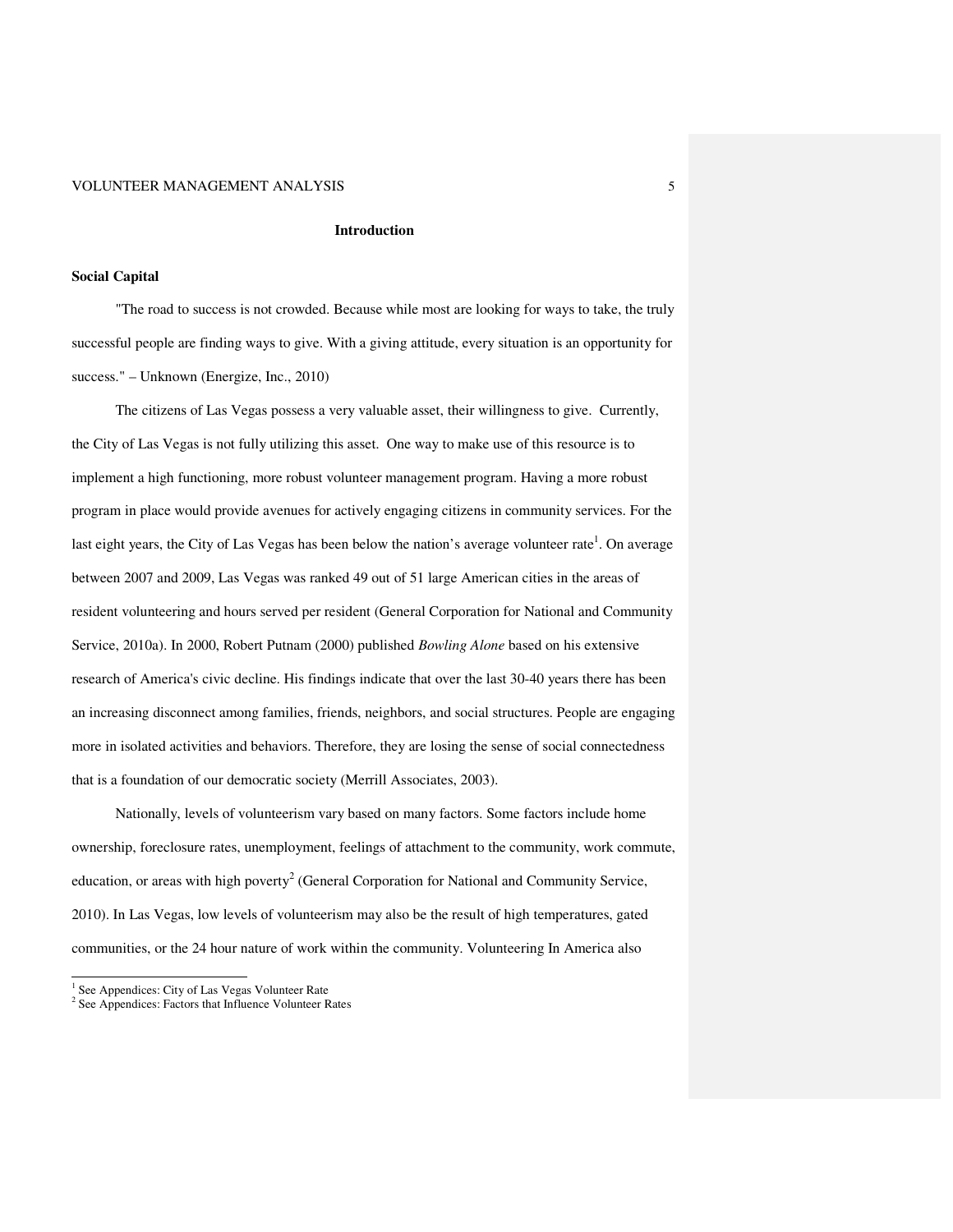# Introduction

## Social Capital

"The road to success is not crowded. Because while most are looking for ways to take, the truly successful people are finding ways to give. With a giving attitude, every situation is an opportunity for success." – Unknown (Energize, Inc., 2010)

The citizens of Las Vegas possess a very valuable asset, their willingness to give. Currently, the City of Las Vegas is not fully utilizing this asset. One way to make use of this resource is to implement a high functioning, more robust volunteer management program. Having a more robust program in place would provide avenues for actively engaging citizens in community services. For the last eight years, the City of Las Vegas has been below the nation's average volunteer rate[1]. On average between 2007 and 2009, Las Vegas was ranked 49 out of 51 large American cities in the areas of resident volunteering and hours served per resident (General Corporation for National and Community Service, 2010a). In 2000, Robert Putnam (2000) published *Bowling Alone* based on his extensive research of America's civic decline. His findings indicate that over the last 30-40 years there has been an increasing disconnect among families, friends, neighbors, and social structures. People are engaging more in isolated activities and behaviors. Therefore, they are losing the sense of social connectedness that is a foundation of our democratic society (Merrill Associates, 2003).

Nationally, levels of volunteerism vary based on many factors. Some factors include home ownership, foreclosure rates, unemployment, feelings of attachment to the community, work commute, education, or areas with high poverty[2] (General Corporation for National and Community Service, 2010). In Las Vegas, low levels of volunteerism may also be the result of high temperatures, gated communities, or the 24 hour nature of work within the community. Volunteering In America also

[1] See Appendices: City of Las Vegas Volunteer Rate
[2] See Appendices: Factors that Influence Volunteer Rates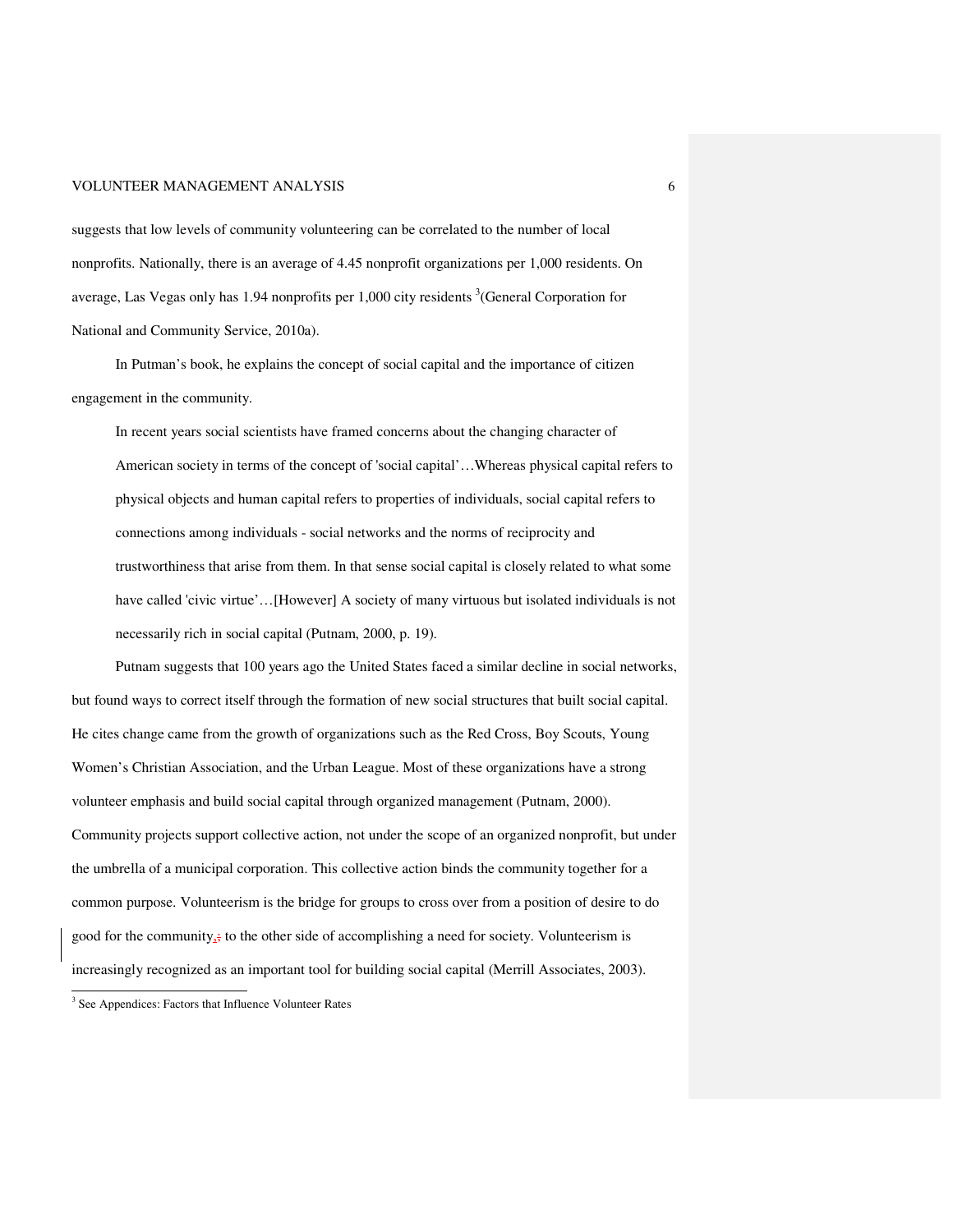suggests that low levels of community volunteering can be correlated to the number of local nonprofits. Nationally, there is an average of 4.45 nonprofit organizations per 1,000 residents. On average, Las Vegas only has 1.94 nonprofits per 1,000 city residents [3](General Corporation for National and Community Service, 2010a).

In Putman's book, he explains the concept of social capital and the importance of citizen engagement in the community.

> In recent years social scientists have framed concerns about the changing character of American society in terms of the concept of 'social capital'…Whereas physical capital refers to physical objects and human capital refers to properties of individuals, social capital refers to connections among individuals - social networks and the norms of reciprocity and trustworthiness that arise from them. In that sense social capital is closely related to what some have called 'civic virtue'…[However] A society of many virtuous but isolated individuals is not necessarily rich in social capital (Putnam, 2000, p. 19).

Putnam suggests that 100 years ago the United States faced a similar decline in social networks, but found ways to correct itself through the formation of new social structures that built social capital. He cites change came from the growth of organizations such as the Red Cross, Boy Scouts, Young Women's Christian Association, and the Urban League. Most of these organizations have a strong volunteer emphasis and build social capital through organized management (Putnam, 2000). Community projects support collective action, not under the scope of an organized nonprofit, but under the umbrella of a municipal corporation. This collective action binds the community together for a common purpose. Volunteerism is the bridge for groups to cross over from a position of desire to do good for the community, to the other side of accomplishing a need for society. Volunteerism is increasingly recognized as an important tool for building social capital (Merrill Associates, 2003).

[3] See Appendices: Factors that Influence Volunteer Rates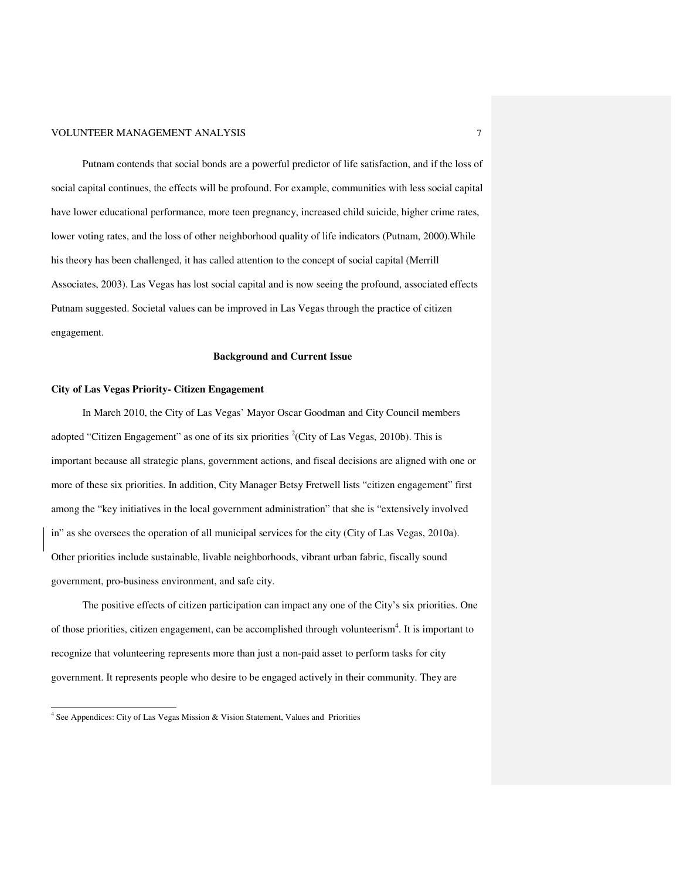Putnam contends that social bonds are a powerful predictor of life satisfaction, and if the loss of social capital continues, the effects will be profound. For example, communities with less social capital have lower educational performance, more teen pregnancy, increased child suicide, higher crime rates, lower voting rates, and the loss of other neighborhood quality of life indicators (Putnam, 2000).While his theory has been challenged, it has called attention to the concept of social capital (Merrill Associates, 2003). Las Vegas has lost social capital and is now seeing the profound, associated effects Putnam suggested. Societal values can be improved in Las Vegas through the practice of citizen engagement.

## Background and Current Issue

### City of Las Vegas Priority- Citizen Engagement

In March 2010, the City of Las Vegas' Mayor Oscar Goodman and City Council members adopted "Citizen Engagement" as one of its six priorities [2](City of Las Vegas, 2010b). This is important because all strategic plans, government actions, and fiscal decisions are aligned with one or more of these six priorities. In addition, City Manager Betsy Fretwell lists "citizen engagement" first among the "key initiatives in the local government administration" that she is "extensively involved in" as she oversees the operation of all municipal services for the city (City of Las Vegas, 2010a). Other priorities include sustainable, livable neighborhoods, vibrant urban fabric, fiscally sound government, pro-business environment, and safe city.

The positive effects of citizen participation can impact any one of the City's six priorities. One of those priorities, citizen engagement, can be accomplished through volunteerism[4]. It is important to recognize that volunteering represents more than just a non-paid asset to perform tasks for city government. It represents people who desire to be engaged actively in their community. They are

[4] See Appendices: City of Las Vegas Mission & Vision Statement, Values and Priorities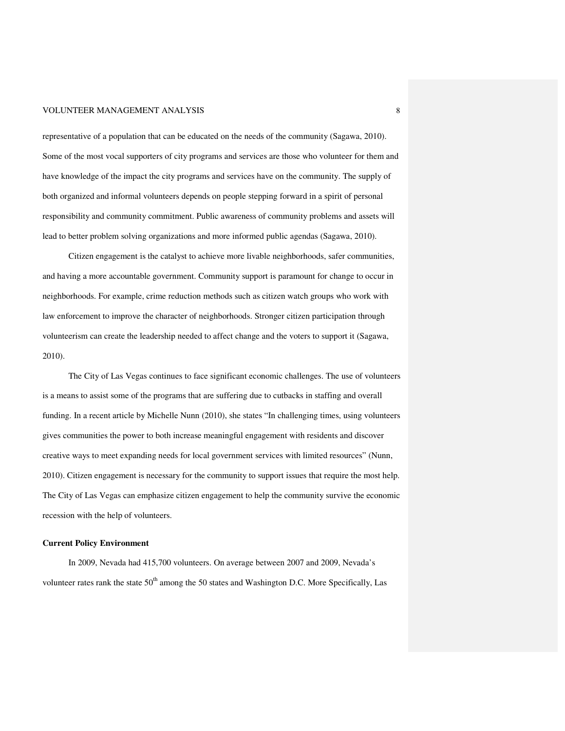representative of a population that can be educated on the needs of the community (Sagawa, 2010). Some of the most vocal supporters of city programs and services are those who volunteer for them and have knowledge of the impact the city programs and services have on the community. The supply of both organized and informal volunteers depends on people stepping forward in a spirit of personal responsibility and community commitment. Public awareness of community problems and assets will lead to better problem solving organizations and more informed public agendas (Sagawa, 2010).

Citizen engagement is the catalyst to achieve more livable neighborhoods, safer communities, and having a more accountable government. Community support is paramount for change to occur in neighborhoods. For example, crime reduction methods such as citizen watch groups who work with law enforcement to improve the character of neighborhoods. Stronger citizen participation through volunteerism can create the leadership needed to affect change and the voters to support it (Sagawa, 2010).

The City of Las Vegas continues to face significant economic challenges. The use of volunteers is a means to assist some of the programs that are suffering due to cutbacks in staffing and overall funding. In a recent article by Michelle Nunn (2010), she states "In challenging times, using volunteers gives communities the power to both increase meaningful engagement with residents and discover creative ways to meet expanding needs for local government services with limited resources" (Nunn, 2010). Citizen engagement is necessary for the community to support issues that require the most help. The City of Las Vegas can emphasize citizen engagement to help the community survive the economic recession with the help of volunteers.

**Current Policy Environment**

In 2009, Nevada had 415,700 volunteers. On average between 2007 and 2009, Nevada's volunteer rates rank the state 50th among the 50 states and Washington D.C. More Specifically, Las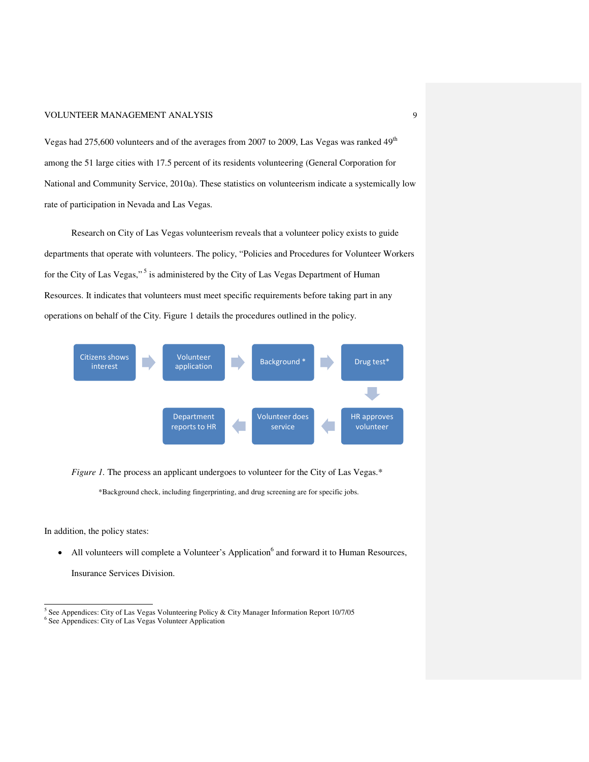Vegas had 275,600 volunteers and of the averages from 2007 to 2009, Las Vegas was ranked 49th among the 51 large cities with 17.5 percent of its residents volunteering (General Corporation for National and Community Service, 2010a). These statistics on volunteerism indicate a systemically low rate of participation in Nevada and Las Vegas.

Research on City of Las Vegas volunteerism reveals that a volunteer policy exists to guide departments that operate with volunteers. The policy, "Policies and Procedures for Volunteer Workers for the City of Las Vegas,"[5] is administered by the City of Las Vegas Department of Human Resources. It indicates that volunteers must meet specific requirements before taking part in any operations on behalf of the City. Figure 1 details the procedures outlined in the policy.

Citizens shows interest → Volunteer application → Background * → Drug test* → HR approves volunteer → Volunteer does service → Department reports to HR

*Figure 1.* The process an applicant undergoes to volunteer for the City of Las Vegas.*

*Background check, including fingerprinting, and drug screening are for specific jobs.

In addition, the policy states:

- All volunteers will complete a Volunteer's Application[6] and forward it to Human Resources, Insurance Services Division.

[5] See Appendices: City of Las Vegas Volunteering Policy & City Manager Information Report 10/7/05
[6] See Appendices: City of Las Vegas Volunteer Application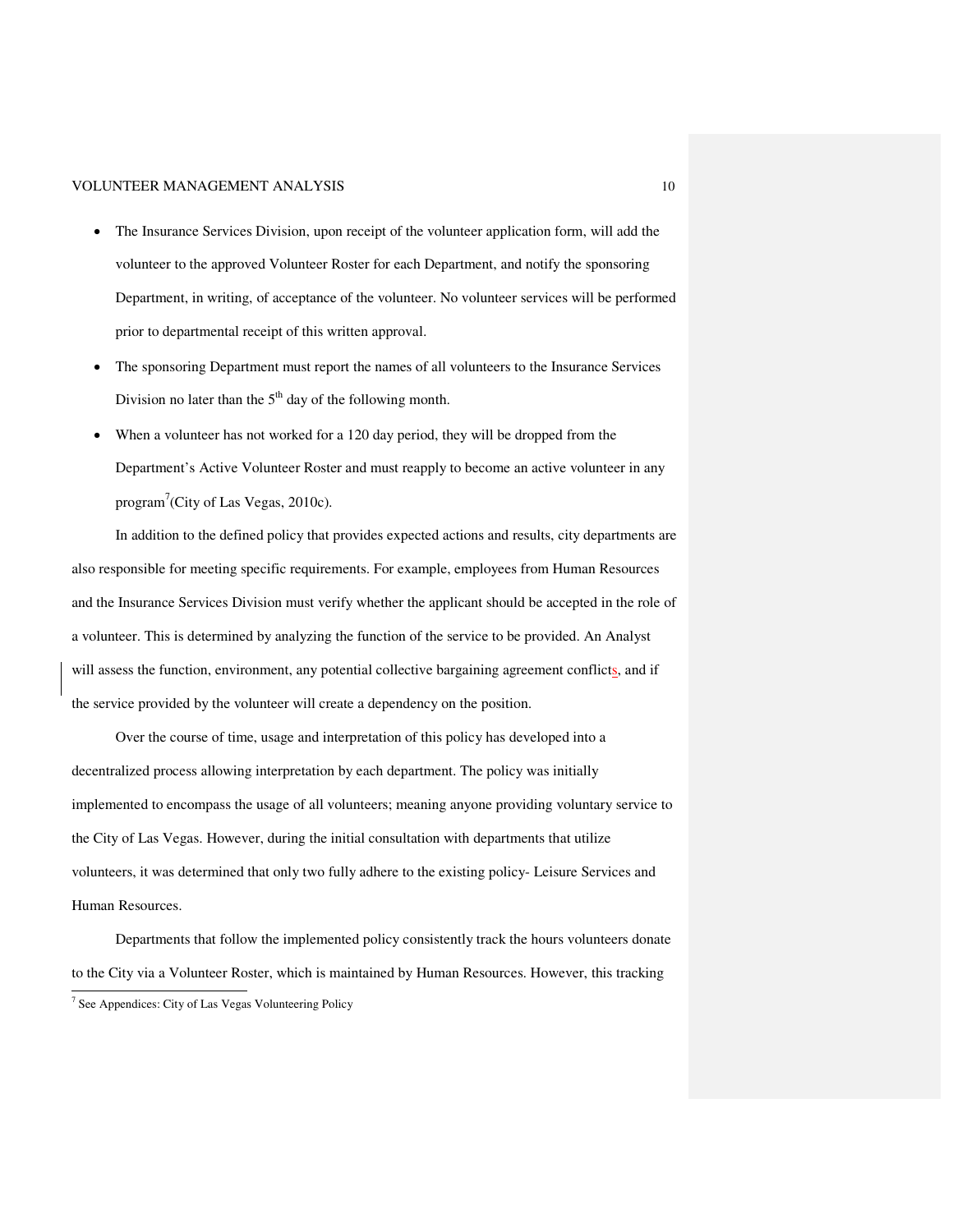- The Insurance Services Division, upon receipt of the volunteer application form, will add the volunteer to the approved Volunteer Roster for each Department, and notify the sponsoring Department, in writing, of acceptance of the volunteer. No volunteer services will be performed prior to departmental receipt of this written approval.
- The sponsoring Department must report the names of all volunteers to the Insurance Services Division no later than the 5th day of the following month.
- When a volunteer has not worked for a 120 day period, they will be dropped from the Department's Active Volunteer Roster and must reapply to become an active volunteer in any program[7](City of Las Vegas, 2010c).

In addition to the defined policy that provides expected actions and results, city departments are also responsible for meeting specific requirements. For example, employees from Human Resources and the Insurance Services Division must verify whether the applicant should be accepted in the role of a volunteer. This is determined by analyzing the function of the service to be provided. An Analyst will assess the function, environment, any potential collective bargaining agreement conflicts, and if the service provided by the volunteer will create a dependency on the position.

Over the course of time, usage and interpretation of this policy has developed into a decentralized process allowing interpretation by each department. The policy was initially implemented to encompass the usage of all volunteers; meaning anyone providing voluntary service to the City of Las Vegas. However, during the initial consultation with departments that utilize volunteers, it was determined that only two fully adhere to the existing policy- Leisure Services and Human Resources.

Departments that follow the implemented policy consistently track the hours volunteers donate to the City via a Volunteer Roster, which is maintained by Human Resources. However, this tracking

[7] See Appendices: City of Las Vegas Volunteering Policy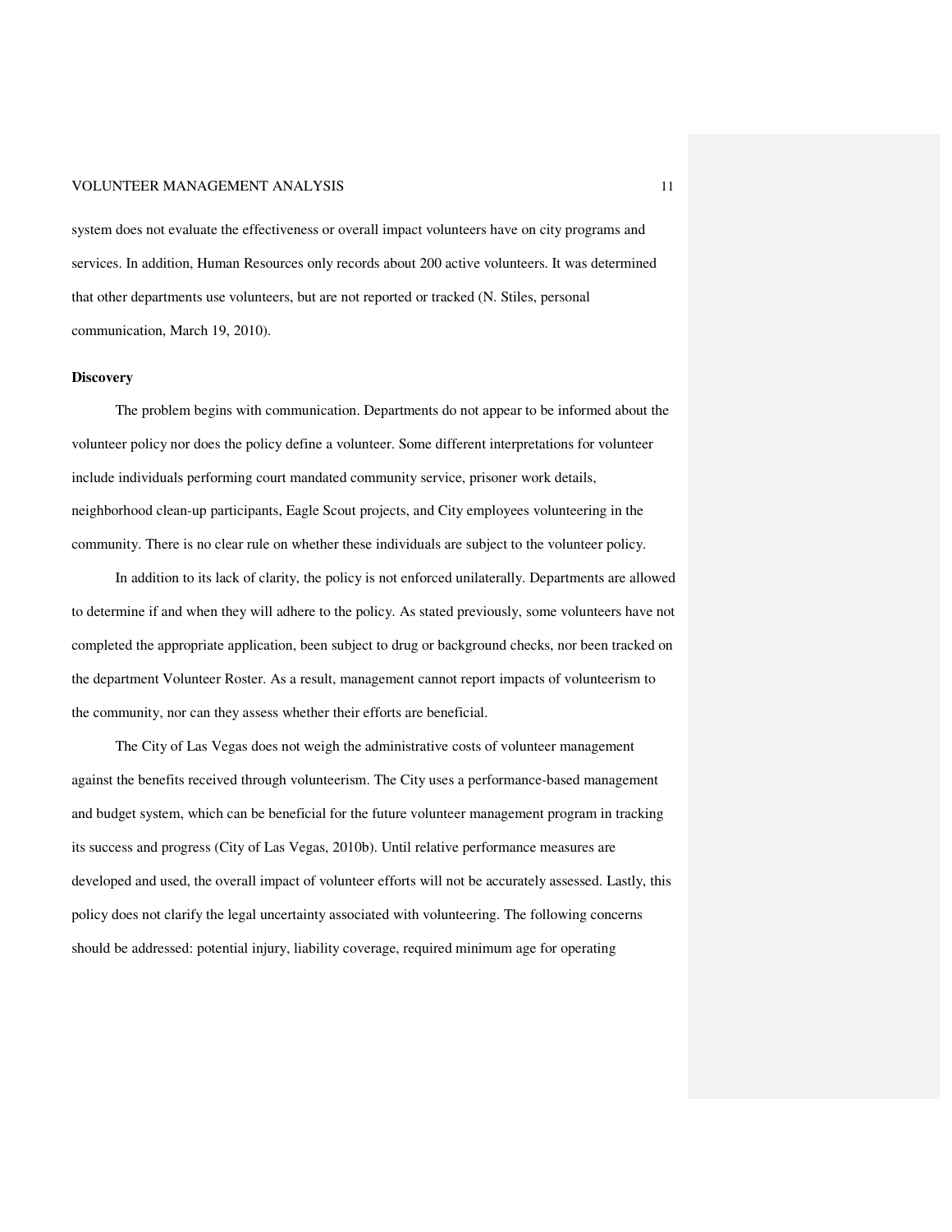system does not evaluate the effectiveness or overall impact volunteers have on city programs and services. In addition, Human Resources only records about 200 active volunteers. It was determined that other departments use volunteers, but are not reported or tracked (N. Stiles, personal communication, March 19, 2010).

**Discovery**

The problem begins with communication. Departments do not appear to be informed about the volunteer policy nor does the policy define a volunteer. Some different interpretations for volunteer include individuals performing court mandated community service, prisoner work details, neighborhood clean-up participants, Eagle Scout projects, and City employees volunteering in the community. There is no clear rule on whether these individuals are subject to the volunteer policy.

In addition to its lack of clarity, the policy is not enforced unilaterally. Departments are allowed to determine if and when they will adhere to the policy. As stated previously, some volunteers have not completed the appropriate application, been subject to drug or background checks, nor been tracked on the department Volunteer Roster. As a result, management cannot report impacts of volunteerism to the community, nor can they assess whether their efforts are beneficial.

The City of Las Vegas does not weigh the administrative costs of volunteer management against the benefits received through volunteerism. The City uses a performance-based management and budget system, which can be beneficial for the future volunteer management program in tracking its success and progress (City of Las Vegas, 2010b). Until relative performance measures are developed and used, the overall impact of volunteer efforts will not be accurately assessed. Lastly, this policy does not clarify the legal uncertainty associated with volunteering. The following concerns should be addressed: potential injury, liability coverage, required minimum age for operating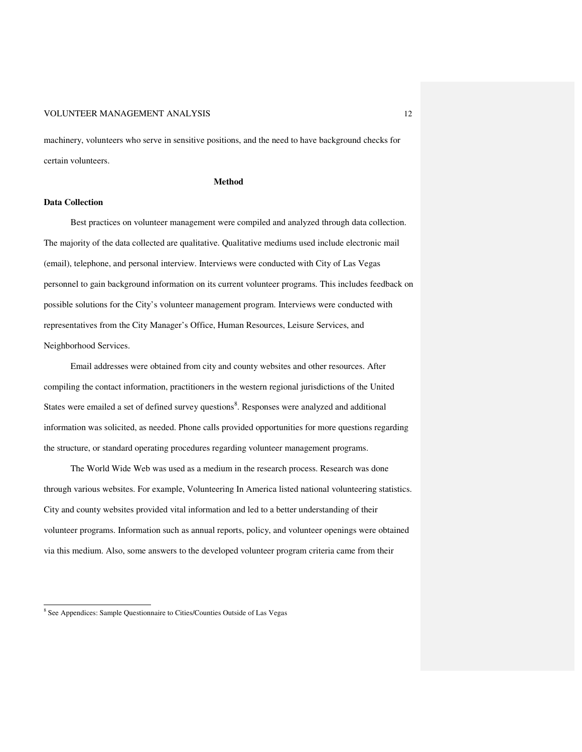machinery, volunteers who serve in sensitive positions, and the need to have background checks for certain volunteers.

## Method

### Data Collection

Best practices on volunteer management were compiled and analyzed through data collection. The majority of the data collected are qualitative. Qualitative mediums used include electronic mail (email), telephone, and personal interview. Interviews were conducted with City of Las Vegas personnel to gain background information on its current volunteer programs. This includes feedback on possible solutions for the City's volunteer management program. Interviews were conducted with representatives from the City Manager's Office, Human Resources, Leisure Services, and Neighborhood Services.

Email addresses were obtained from city and county websites and other resources. After compiling the contact information, practitioners in the western regional jurisdictions of the United States were emailed a set of defined survey questions[8]. Responses were analyzed and additional information was solicited, as needed. Phone calls provided opportunities for more questions regarding the structure, or standard operating procedures regarding volunteer management programs.

The World Wide Web was used as a medium in the research process. Research was done through various websites. For example, Volunteering In America listed national volunteering statistics. City and county websites provided vital information and led to a better understanding of their volunteer programs. Information such as annual reports, policy, and volunteer openings were obtained via this medium. Also, some answers to the developed volunteer program criteria came from their

[8] See Appendices: Sample Questionnaire to Cities/Counties Outside of Las Vegas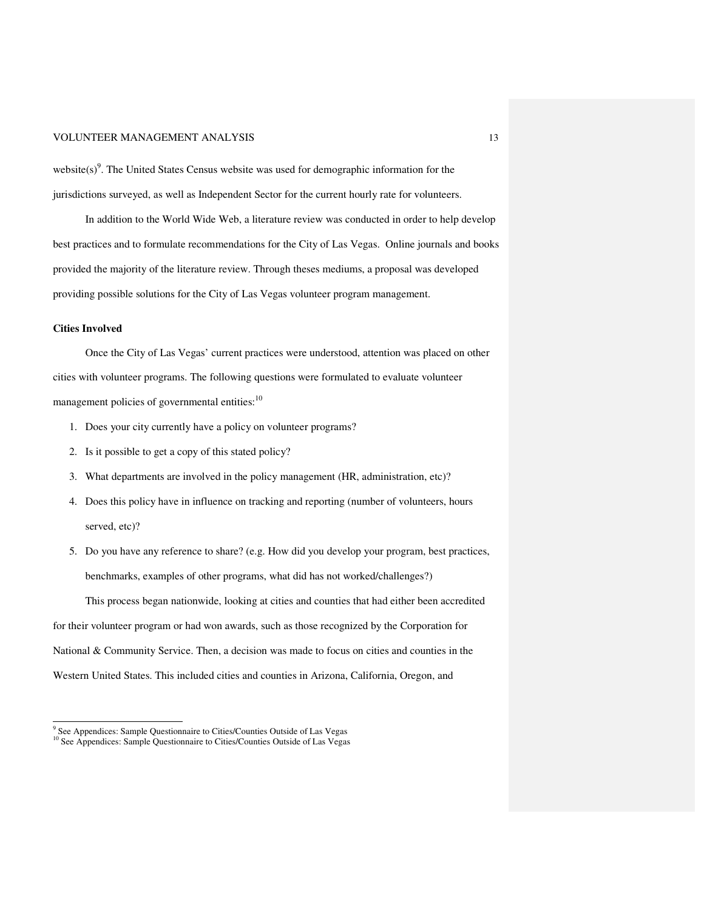website(s)[9]. The United States Census website was used for demographic information for the jurisdictions surveyed, as well as Independent Sector for the current hourly rate for volunteers.

In addition to the World Wide Web, a literature review was conducted in order to help develop best practices and to formulate recommendations for the City of Las Vegas. Online journals and books provided the majority of the literature review. Through theses mediums, a proposal was developed providing possible solutions for the City of Las Vegas volunteer program management.

**Cities Involved**

Once the City of Las Vegas' current practices were understood, attention was placed on other cities with volunteer programs. The following questions were formulated to evaluate volunteer management policies of governmental entities:[10]

1. Does your city currently have a policy on volunteer programs?
2. Is it possible to get a copy of this stated policy?
3. What departments are involved in the policy management (HR, administration, etc)?
4. Does this policy have in influence on tracking and reporting (number of volunteers, hours served, etc)?
5. Do you have any reference to share? (e.g. How did you develop your program, best practices, benchmarks, examples of other programs, what did has not worked/challenges?)

This process began nationwide, looking at cities and counties that had either been accredited for their volunteer program or had won awards, such as those recognized by the Corporation for National & Community Service. Then, a decision was made to focus on cities and counties in the Western United States. This included cities and counties in Arizona, California, Oregon, and

[9] See Appendices: Sample Questionnaire to Cities/Counties Outside of Las Vegas
[10] See Appendices: Sample Questionnaire to Cities/Counties Outside of Las Vegas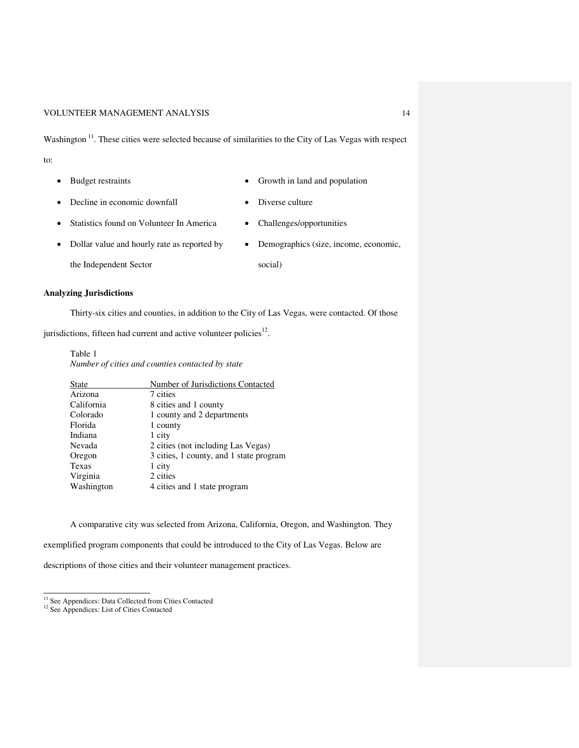Washington [11]. These cities were selected because of similarities to the City of Las Vegas with respect to:

- Budget restraints
- Decline in economic downfall
- Statistics found on Volunteer In America
- Dollar value and hourly rate as reported by the Independent Sector
- Growth in land and population
- Diverse culture
- Challenges/opportunities
- Demographics (size, income, economic, social)

**Analyzing Jurisdictions**

Thirty-six cities and counties, in addition to the City of Las Vegas, were contacted. Of those jurisdictions, fifteen had current and active volunteer policies[12].

Table 1
*Number of cities and counties contacted by state*

| State | Number of Jurisdictions Contacted |
|---|---|
| Arizona | 7 cities |
| California | 8 cities and 1 county |
| Colorado | 1 county and 2 departments |
| Florida | 1 county |
| Indiana | 1 city |
| Nevada | 2 cities (not including Las Vegas) |
| Oregon | 3 cities, 1 county, and 1 state program |
| Texas | 1 city |
| Virginia | 2 cities |
| Washington | 4 cities and 1 state program |

A comparative city was selected from Arizona, California, Oregon, and Washington. They exemplified program components that could be introduced to the City of Las Vegas. Below are descriptions of those cities and their volunteer management practices.

[11] See Appendices: Data Collected from Cities Contacted
[12] See Appendices: List of Cities Contacted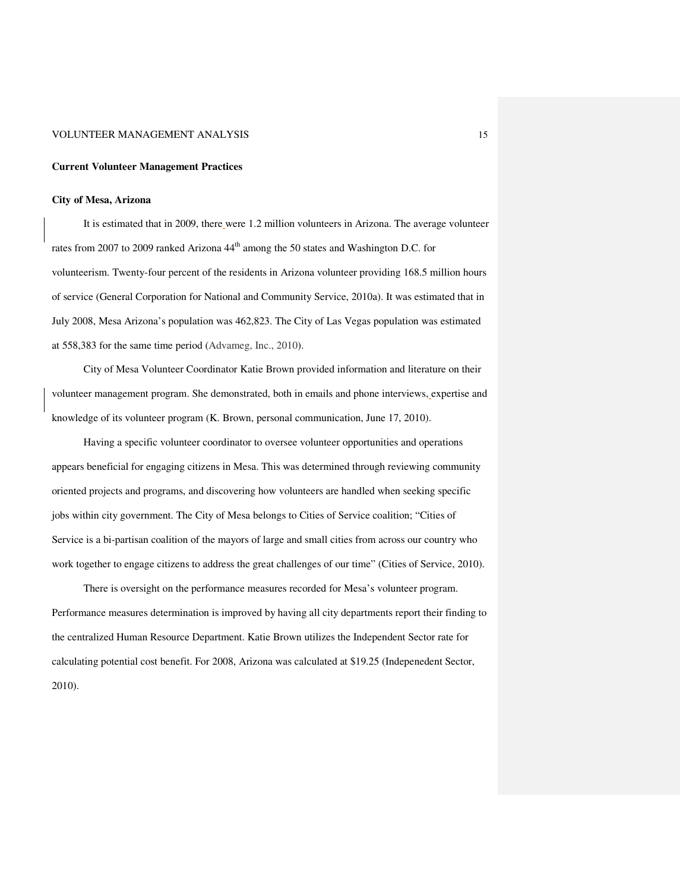**Current Volunteer Management Practices**

**City of Mesa, Arizona**

It is estimated that in 2009, there were 1.2 million volunteers in Arizona. The average volunteer rates from 2007 to 2009 ranked Arizona 44th among the 50 states and Washington D.C. for volunteerism. Twenty-four percent of the residents in Arizona volunteer providing 168.5 million hours of service (General Corporation for National and Community Service, 2010a). It was estimated that in July 2008, Mesa Arizona's population was 462,823. The City of Las Vegas population was estimated at 558,383 for the same time period (Advameg, Inc., 2010).

City of Mesa Volunteer Coordinator Katie Brown provided information and literature on their volunteer management program. She demonstrated, both in emails and phone interviews, expertise and knowledge of its volunteer program (K. Brown, personal communication, June 17, 2010).

Having a specific volunteer coordinator to oversee volunteer opportunities and operations appears beneficial for engaging citizens in Mesa. This was determined through reviewing community oriented projects and programs, and discovering how volunteers are handled when seeking specific jobs within city government. The City of Mesa belongs to Cities of Service coalition; "Cities of Service is a bi-partisan coalition of the mayors of large and small cities from across our country who work together to engage citizens to address the great challenges of our time" (Cities of Service, 2010).

There is oversight on the performance measures recorded for Mesa's volunteer program. Performance measures determination is improved by having all city departments report their finding to the centralized Human Resource Department. Katie Brown utilizes the Independent Sector rate for calculating potential cost benefit. For 2008, Arizona was calculated at $19.25 (Indepenedent Sector, 2010).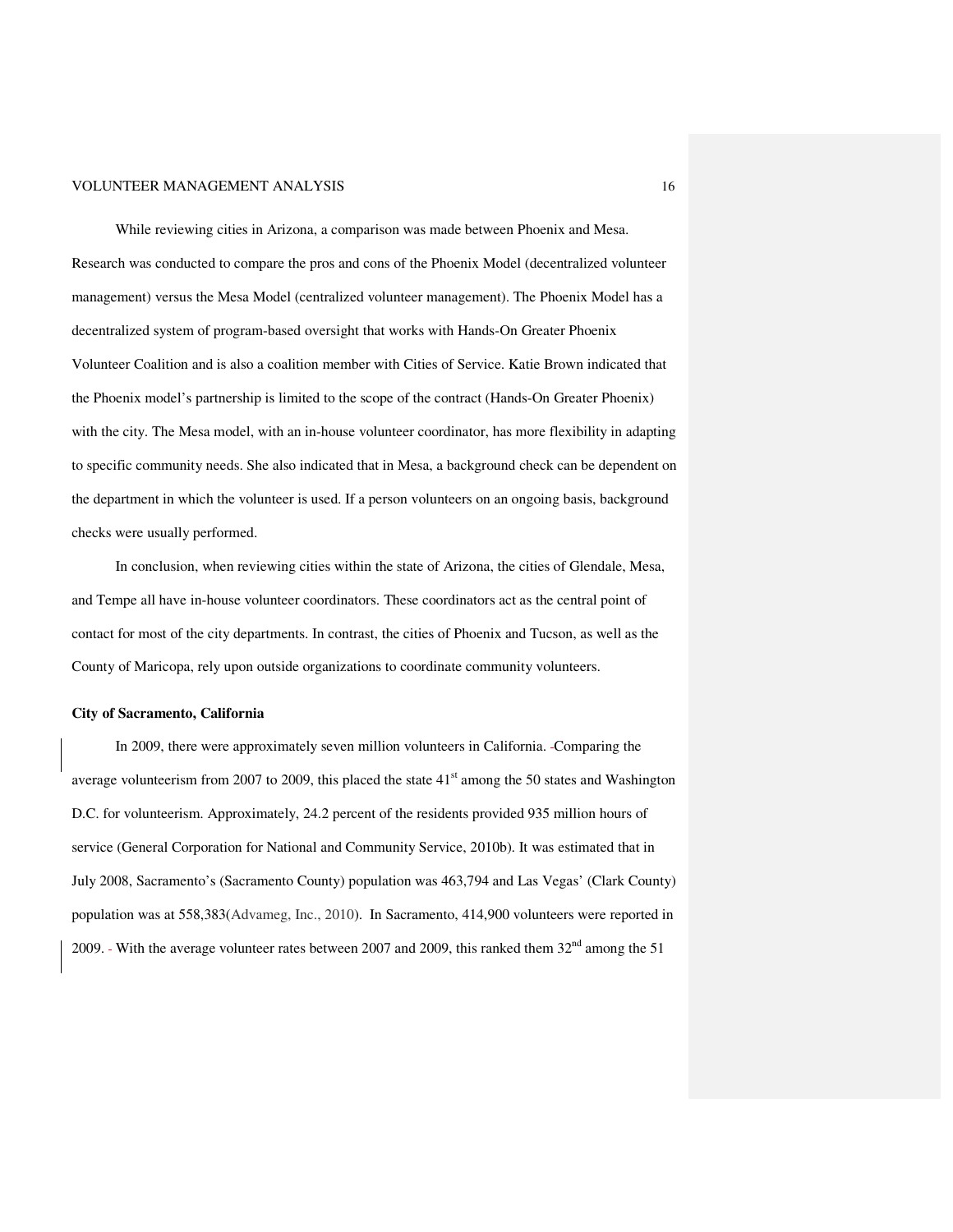While reviewing cities in Arizona, a comparison was made between Phoenix and Mesa. Research was conducted to compare the pros and cons of the Phoenix Model (decentralized volunteer management) versus the Mesa Model (centralized volunteer management). The Phoenix Model has a decentralized system of program-based oversight that works with Hands-On Greater Phoenix Volunteer Coalition and is also a coalition member with Cities of Service. Katie Brown indicated that the Phoenix model's partnership is limited to the scope of the contract (Hands-On Greater Phoenix) with the city. The Mesa model, with an in-house volunteer coordinator, has more flexibility in adapting to specific community needs. She also indicated that in Mesa, a background check can be dependent on the department in which the volunteer is used. If a person volunteers on an ongoing basis, background checks were usually performed.

In conclusion, when reviewing cities within the state of Arizona, the cities of Glendale, Mesa, and Tempe all have in-house volunteer coordinators. These coordinators act as the central point of contact for most of the city departments. In contrast, the cities of Phoenix and Tucson, as well as the County of Maricopa, rely upon outside organizations to coordinate community volunteers.

**City of Sacramento, California**

In 2009, there were approximately seven million volunteers in California. Comparing the average volunteerism from 2007 to 2009, this placed the state 41st among the 50 states and Washington D.C. for volunteerism. Approximately, 24.2 percent of the residents provided 935 million hours of service (General Corporation for National and Community Service, 2010b). It was estimated that in July 2008, Sacramento's (Sacramento County) population was 463,794 and Las Vegas' (Clark County) population was at 558,383(Advameg, Inc., 2010). In Sacramento, 414,900 volunteers were reported in 2009. With the average volunteer rates between 2007 and 2009, this ranked them 32nd among the 51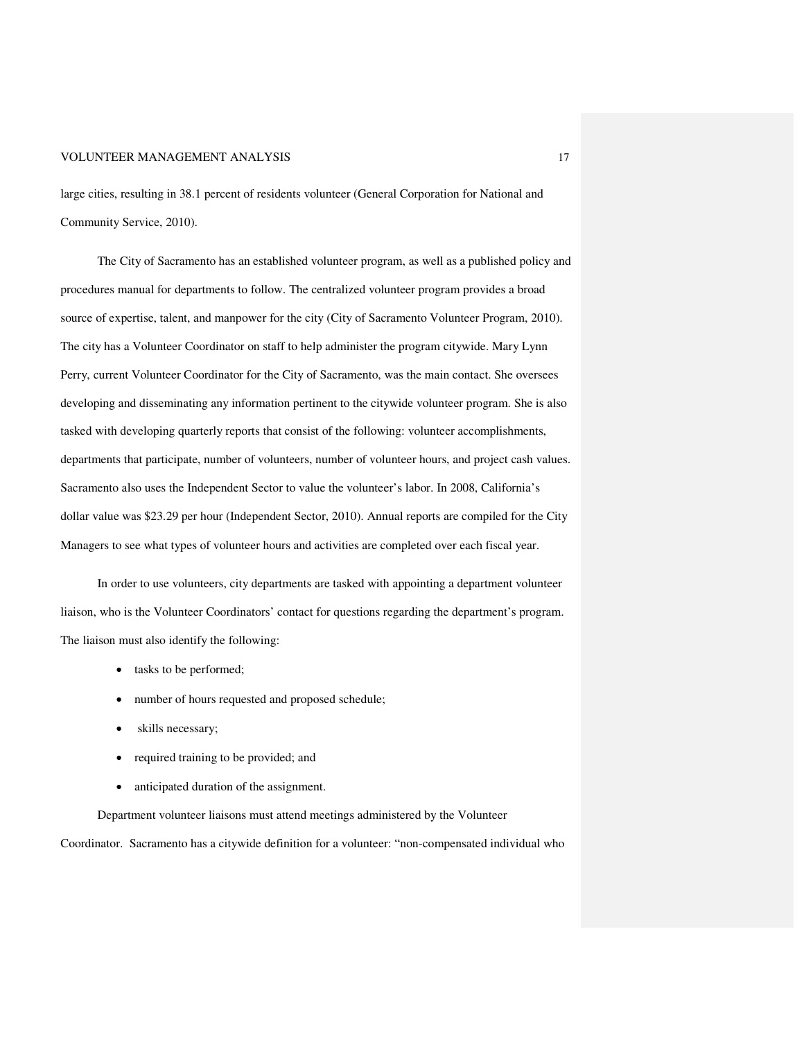large cities, resulting in 38.1 percent of residents volunteer (General Corporation for National and Community Service, 2010).

The City of Sacramento has an established volunteer program, as well as a published policy and procedures manual for departments to follow. The centralized volunteer program provides a broad source of expertise, talent, and manpower for the city (City of Sacramento Volunteer Program, 2010). The city has a Volunteer Coordinator on staff to help administer the program citywide. Mary Lynn Perry, current Volunteer Coordinator for the City of Sacramento, was the main contact. She oversees developing and disseminating any information pertinent to the citywide volunteer program. She is also tasked with developing quarterly reports that consist of the following: volunteer accomplishments, departments that participate, number of volunteers, number of volunteer hours, and project cash values. Sacramento also uses the Independent Sector to value the volunteer's labor. In 2008, California's dollar value was $23.29 per hour (Independent Sector, 2010). Annual reports are compiled for the City Managers to see what types of volunteer hours and activities are completed over each fiscal year.

In order to use volunteers, city departments are tasked with appointing a department volunteer liaison, who is the Volunteer Coordinators' contact for questions regarding the department's program. The liaison must also identify the following:

- tasks to be performed;
- number of hours requested and proposed schedule;
- skills necessary;
- required training to be provided; and
- anticipated duration of the assignment.

Department volunteer liaisons must attend meetings administered by the Volunteer Coordinator. Sacramento has a citywide definition for a volunteer: "non-compensated individual who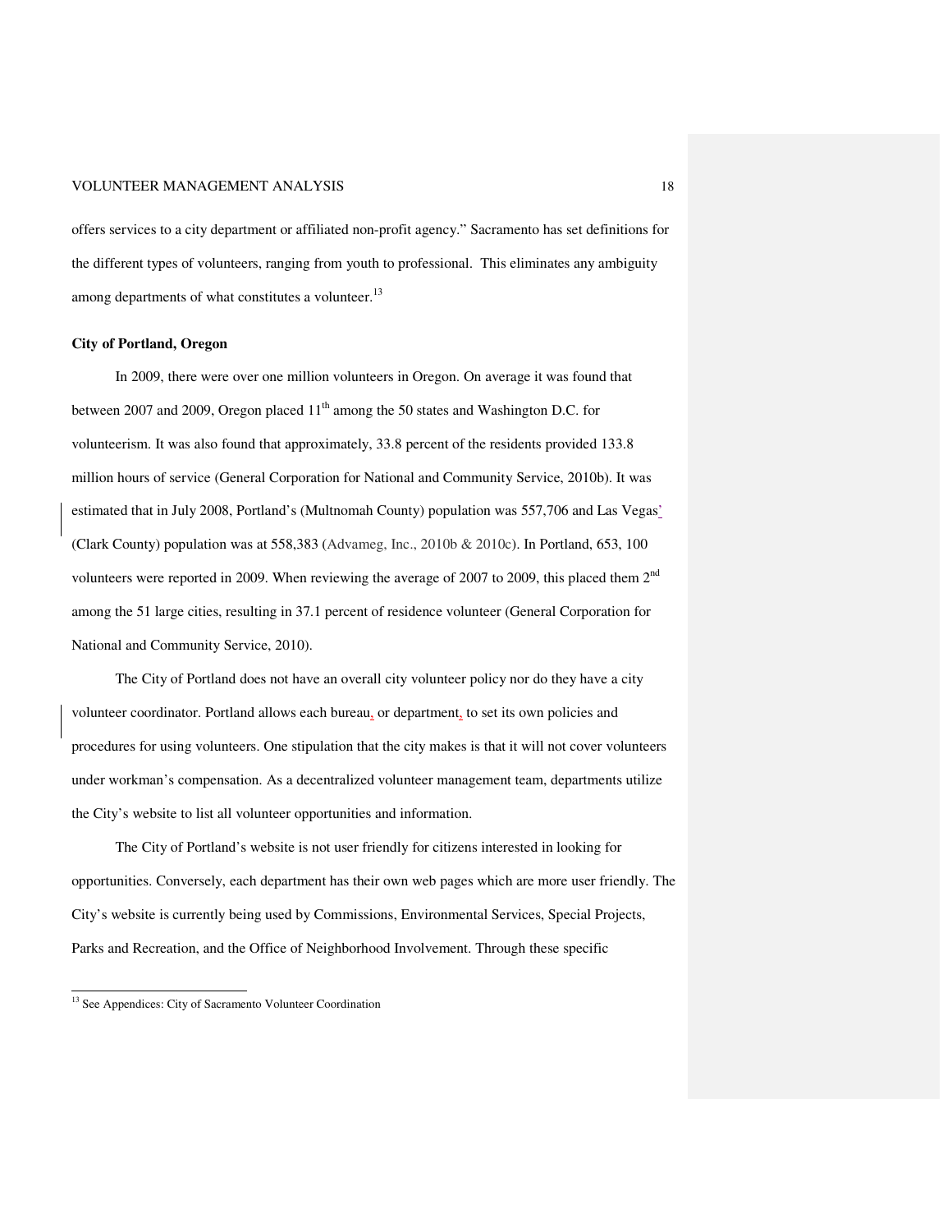offers services to a city department or affiliated non-profit agency." Sacramento has set definitions for the different types of volunteers, ranging from youth to professional. This eliminates any ambiguity among departments of what constitutes a volunteer.[13]

**City of Portland, Oregon**

In 2009, there were over one million volunteers in Oregon. On average it was found that between 2007 and 2009, Oregon placed 11th among the 50 states and Washington D.C. for volunteerism. It was also found that approximately, 33.8 percent of the residents provided 133.8 million hours of service (General Corporation for National and Community Service, 2010b). It was estimated that in July 2008, Portland's (Multnomah County) population was 557,706 and Las Vegas' (Clark County) population was at 558,383 (Advameg, Inc., 2010b & 2010c). In Portland, 653, 100 volunteers were reported in 2009. When reviewing the average of 2007 to 2009, this placed them 2nd among the 51 large cities, resulting in 37.1 percent of residence volunteer (General Corporation for National and Community Service, 2010).

The City of Portland does not have an overall city volunteer policy nor do they have a city volunteer coordinator. Portland allows each bureau, or department, to set its own policies and procedures for using volunteers. One stipulation that the city makes is that it will not cover volunteers under workman's compensation. As a decentralized volunteer management team, departments utilize the City's website to list all volunteer opportunities and information.

The City of Portland's website is not user friendly for citizens interested in looking for opportunities. Conversely, each department has their own web pages which are more user friendly. The City's website is currently being used by Commissions, Environmental Services, Special Projects, Parks and Recreation, and the Office of Neighborhood Involvement. Through these specific

[13] See Appendices: City of Sacramento Volunteer Coordination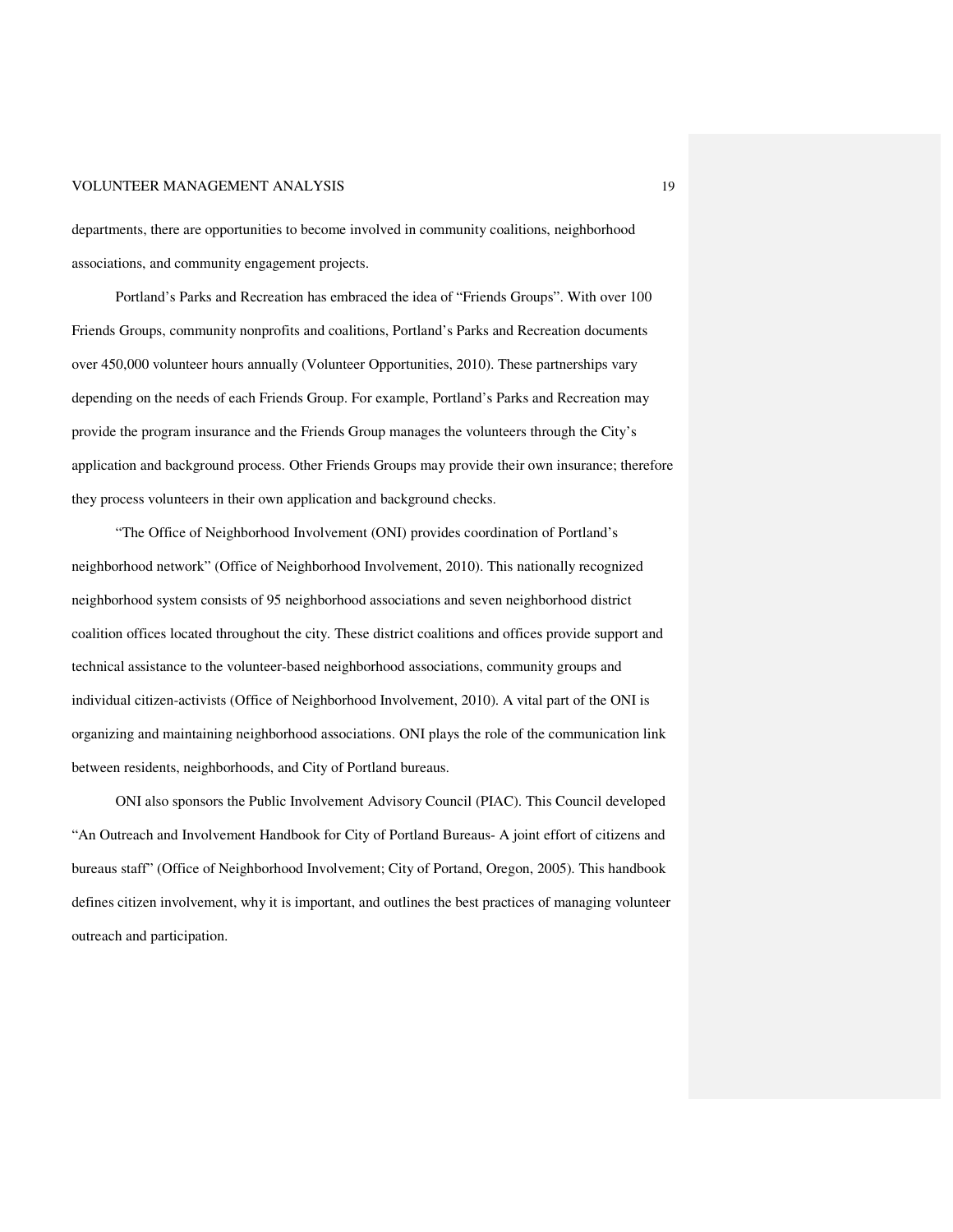departments, there are opportunities to become involved in community coalitions, neighborhood associations, and community engagement projects.

Portland's Parks and Recreation has embraced the idea of "Friends Groups". With over 100 Friends Groups, community nonprofits and coalitions, Portland's Parks and Recreation documents over 450,000 volunteer hours annually (Volunteer Opportunities, 2010). These partnerships vary depending on the needs of each Friends Group. For example, Portland's Parks and Recreation may provide the program insurance and the Friends Group manages the volunteers through the City's application and background process. Other Friends Groups may provide their own insurance; therefore they process volunteers in their own application and background checks.

"The Office of Neighborhood Involvement (ONI) provides coordination of Portland's neighborhood network" (Office of Neighborhood Involvement, 2010). This nationally recognized neighborhood system consists of 95 neighborhood associations and seven neighborhood district coalition offices located throughout the city. These district coalitions and offices provide support and technical assistance to the volunteer-based neighborhood associations, community groups and individual citizen-activists (Office of Neighborhood Involvement, 2010). A vital part of the ONI is organizing and maintaining neighborhood associations. ONI plays the role of the communication link between residents, neighborhoods, and City of Portland bureaus.

ONI also sponsors the Public Involvement Advisory Council (PIAC). This Council developed "An Outreach and Involvement Handbook for City of Portland Bureaus- A joint effort of citizens and bureaus staff" (Office of Neighborhood Involvement; City of Portand, Oregon, 2005). This handbook defines citizen involvement, why it is important, and outlines the best practices of managing volunteer outreach and participation.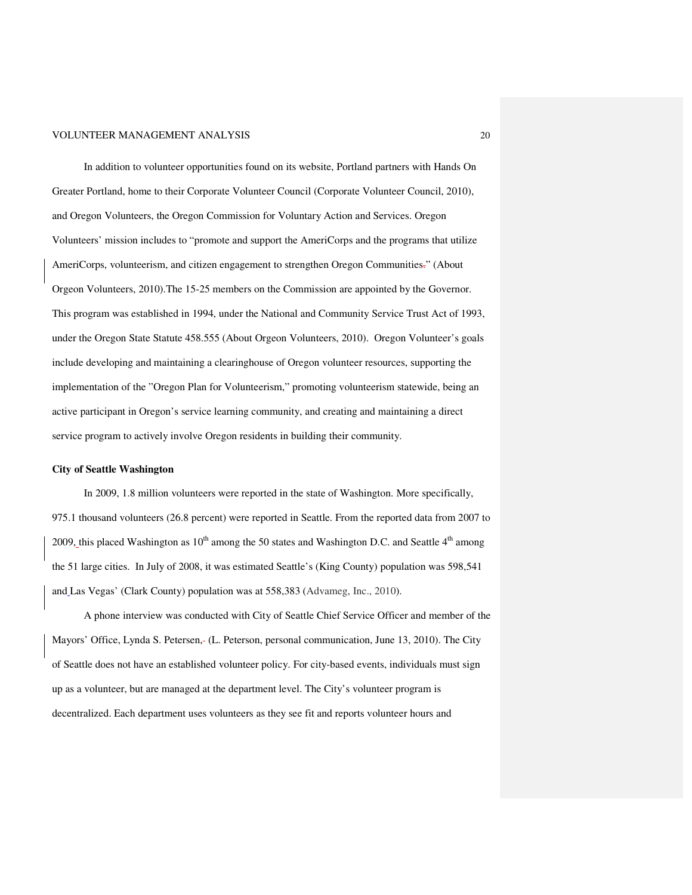In addition to volunteer opportunities found on its website, Portland partners with Hands On Greater Portland, home to their Corporate Volunteer Council (Corporate Volunteer Council, 2010), and Oregon Volunteers, the Oregon Commission for Voluntary Action and Services. Oregon Volunteers' mission includes to "promote and support the AmeriCorps and the programs that utilize AmeriCorps, volunteerism, and citizen engagement to strengthen Oregon Communities." (About Orgeon Volunteers, 2010).The 15-25 members on the Commission are appointed by the Governor. This program was established in 1994, under the National and Community Service Trust Act of 1993, under the Oregon State Statute 458.555 (About Orgeon Volunteers, 2010). Oregon Volunteer's goals include developing and maintaining a clearinghouse of Oregon volunteer resources, supporting the implementation of the "Oregon Plan for Volunteerism," promoting volunteerism statewide, being an active participant in Oregon's service learning community, and creating and maintaining a direct service program to actively involve Oregon residents in building their community.

**City of Seattle Washington**

In 2009, 1.8 million volunteers were reported in the state of Washington. More specifically, 975.1 thousand volunteers (26.8 percent) were reported in Seattle. From the reported data from 2007 to 2009, this placed Washington as 10th among the 50 states and Washington D.C. and Seattle 4th among the 51 large cities. In July of 2008, it was estimated Seattle's (King County) population was 598,541 and Las Vegas' (Clark County) population was at 558,383 (Advameg, Inc., 2010).

A phone interview was conducted with City of Seattle Chief Service Officer and member of the Mayors' Office, Lynda S. Petersen, (L. Peterson, personal communication, June 13, 2010). The City of Seattle does not have an established volunteer policy. For city-based events, individuals must sign up as a volunteer, but are managed at the department level. The City's volunteer program is decentralized. Each department uses volunteers as they see fit and reports volunteer hours and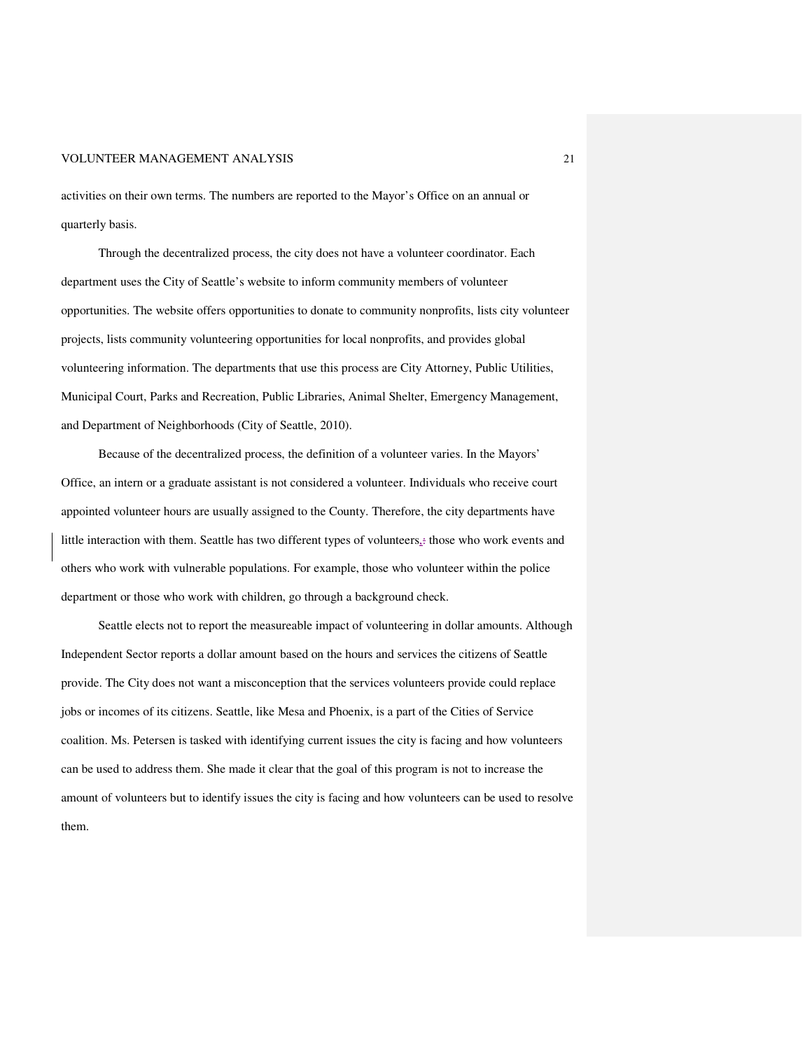activities on their own terms. The numbers are reported to the Mayor's Office on an annual or quarterly basis.

Through the decentralized process, the city does not have a volunteer coordinator. Each department uses the City of Seattle's website to inform community members of volunteer opportunities. The website offers opportunities to donate to community nonprofits, lists city volunteer projects, lists community volunteering opportunities for local nonprofits, and provides global volunteering information. The departments that use this process are City Attorney, Public Utilities, Municipal Court, Parks and Recreation, Public Libraries, Animal Shelter, Emergency Management, and Department of Neighborhoods (City of Seattle, 2010).

Because of the decentralized process, the definition of a volunteer varies. In the Mayors' Office, an intern or a graduate assistant is not considered a volunteer. Individuals who receive court appointed volunteer hours are usually assigned to the County. Therefore, the city departments have little interaction with them. Seattle has two different types of volunteers, those who work events and others who work with vulnerable populations. For example, those who volunteer within the police department or those who work with children, go through a background check.

Seattle elects not to report the measureable impact of volunteering in dollar amounts. Although Independent Sector reports a dollar amount based on the hours and services the citizens of Seattle provide. The City does not want a misconception that the services volunteers provide could replace jobs or incomes of its citizens. Seattle, like Mesa and Phoenix, is a part of the Cities of Service coalition. Ms. Petersen is tasked with identifying current issues the city is facing and how volunteers can be used to address them. She made it clear that the goal of this program is not to increase the amount of volunteers but to identify issues the city is facing and how volunteers can be used to resolve them.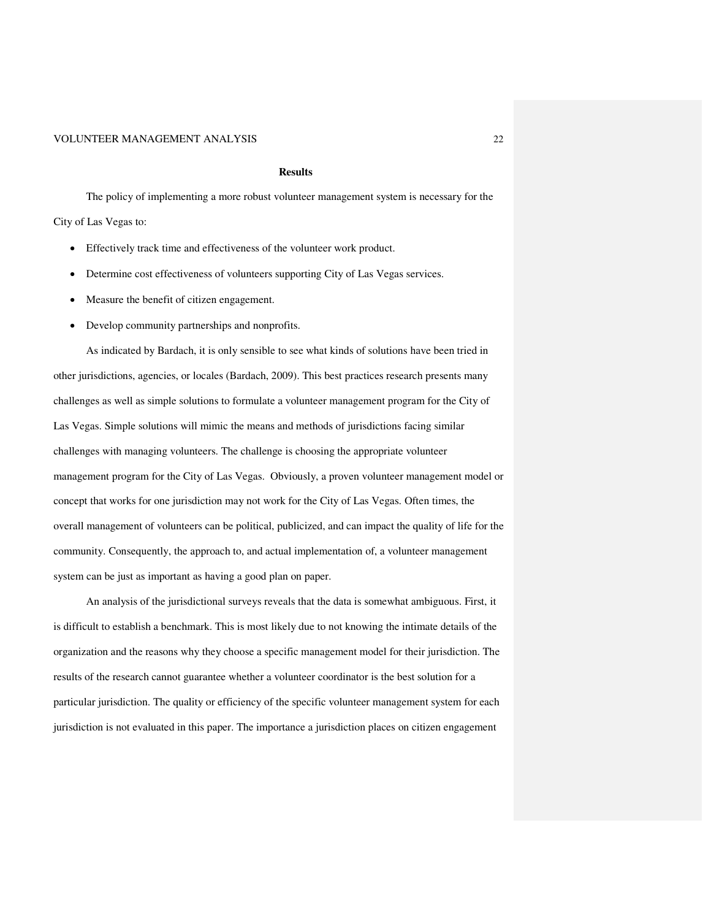## Results

The policy of implementing a more robust volunteer management system is necessary for the City of Las Vegas to:

- Effectively track time and effectiveness of the volunteer work product.
- Determine cost effectiveness of volunteers supporting City of Las Vegas services.
- Measure the benefit of citizen engagement.
- Develop community partnerships and nonprofits.

As indicated by Bardach, it is only sensible to see what kinds of solutions have been tried in other jurisdictions, agencies, or locales (Bardach, 2009). This best practices research presents many challenges as well as simple solutions to formulate a volunteer management program for the City of Las Vegas. Simple solutions will mimic the means and methods of jurisdictions facing similar challenges with managing volunteers. The challenge is choosing the appropriate volunteer management program for the City of Las Vegas. Obviously, a proven volunteer management model or concept that works for one jurisdiction may not work for the City of Las Vegas. Often times, the overall management of volunteers can be political, publicized, and can impact the quality of life for the community. Consequently, the approach to, and actual implementation of, a volunteer management system can be just as important as having a good plan on paper.

An analysis of the jurisdictional surveys reveals that the data is somewhat ambiguous. First, it is difficult to establish a benchmark. This is most likely due to not knowing the intimate details of the organization and the reasons why they choose a specific management model for their jurisdiction. The results of the research cannot guarantee whether a volunteer coordinator is the best solution for a particular jurisdiction. The quality or efficiency of the specific volunteer management system for each jurisdiction is not evaluated in this paper. The importance a jurisdiction places on citizen engagement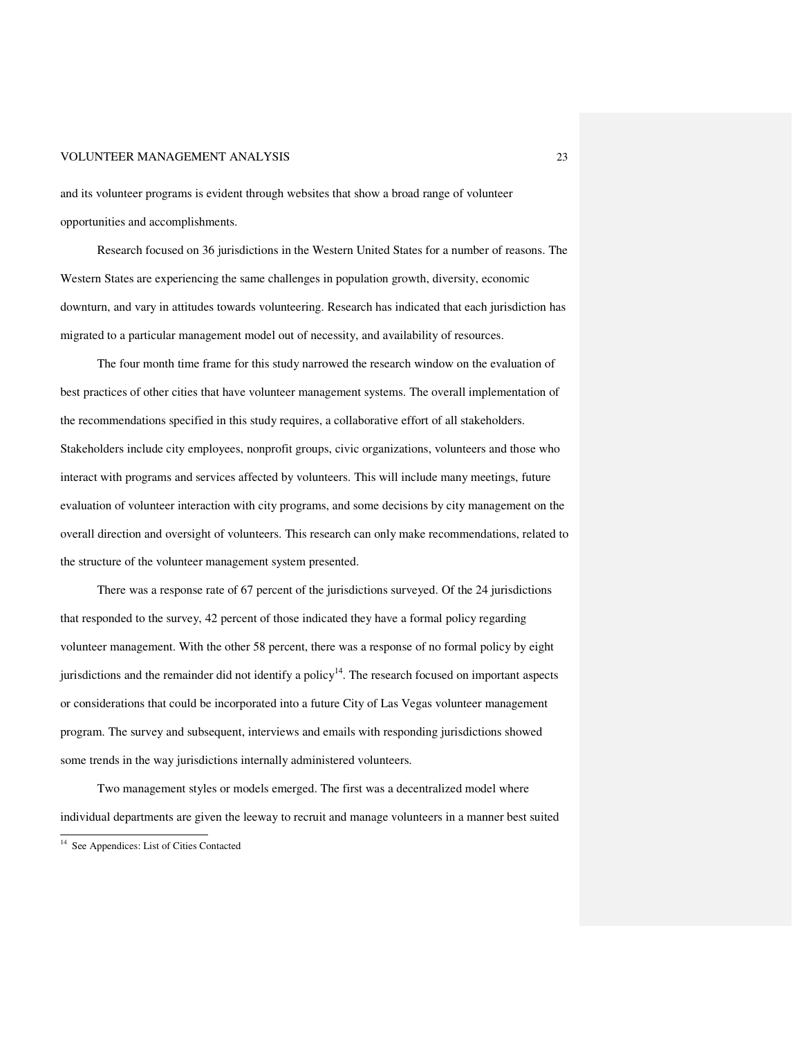and its volunteer programs is evident through websites that show a broad range of volunteer opportunities and accomplishments.

Research focused on 36 jurisdictions in the Western United States for a number of reasons. The Western States are experiencing the same challenges in population growth, diversity, economic downturn, and vary in attitudes towards volunteering. Research has indicated that each jurisdiction has migrated to a particular management model out of necessity, and availability of resources.

The four month time frame for this study narrowed the research window on the evaluation of best practices of other cities that have volunteer management systems. The overall implementation of the recommendations specified in this study requires, a collaborative effort of all stakeholders. Stakeholders include city employees, nonprofit groups, civic organizations, volunteers and those who interact with programs and services affected by volunteers. This will include many meetings, future evaluation of volunteer interaction with city programs, and some decisions by city management on the overall direction and oversight of volunteers. This research can only make recommendations, related to the structure of the volunteer management system presented.

There was a response rate of 67 percent of the jurisdictions surveyed. Of the 24 jurisdictions that responded to the survey, 42 percent of those indicated they have a formal policy regarding volunteer management. With the other 58 percent, there was a response of no formal policy by eight jurisdictions and the remainder did not identify a policy[14]. The research focused on important aspects or considerations that could be incorporated into a future City of Las Vegas volunteer management program. The survey and subsequent, interviews and emails with responding jurisdictions showed some trends in the way jurisdictions internally administered volunteers.

Two management styles or models emerged. The first was a decentralized model where individual departments are given the leeway to recruit and manage volunteers in a manner best suited

---

[14] See Appendices: List of Cities Contacted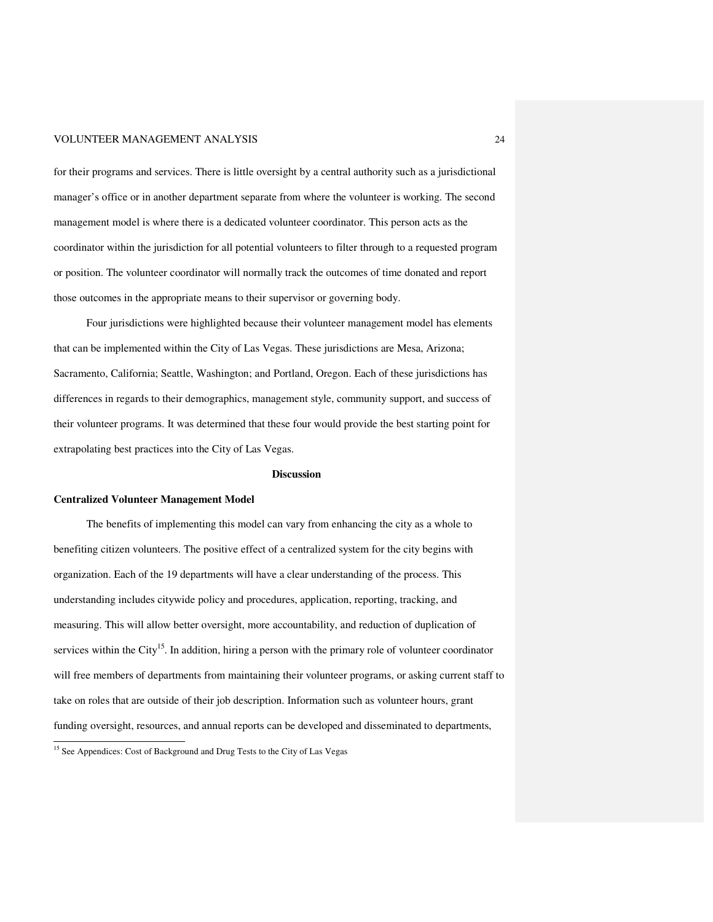for their programs and services. There is little oversight by a central authority such as a jurisdictional manager's office or in another department separate from where the volunteer is working. The second management model is where there is a dedicated volunteer coordinator. This person acts as the coordinator within the jurisdiction for all potential volunteers to filter through to a requested program or position. The volunteer coordinator will normally track the outcomes of time donated and report those outcomes in the appropriate means to their supervisor or governing body.

Four jurisdictions were highlighted because their volunteer management model has elements that can be implemented within the City of Las Vegas. These jurisdictions are Mesa, Arizona; Sacramento, California; Seattle, Washington; and Portland, Oregon. Each of these jurisdictions has differences in regards to their demographics, management style, community support, and success of their volunteer programs. It was determined that these four would provide the best starting point for extrapolating best practices into the City of Las Vegas.

## Discussion

### Centralized Volunteer Management Model

The benefits of implementing this model can vary from enhancing the city as a whole to benefiting citizen volunteers. The positive effect of a centralized system for the city begins with organization. Each of the 19 departments will have a clear understanding of the process. This understanding includes citywide policy and procedures, application, reporting, tracking, and measuring. This will allow better oversight, more accountability, and reduction of duplication of services within the City[15]. In addition, hiring a person with the primary role of volunteer coordinator will free members of departments from maintaining their volunteer programs, or asking current staff to take on roles that are outside of their job description. Information such as volunteer hours, grant funding oversight, resources, and annual reports can be developed and disseminated to departments,

[15] See Appendices: Cost of Background and Drug Tests to the City of Las Vegas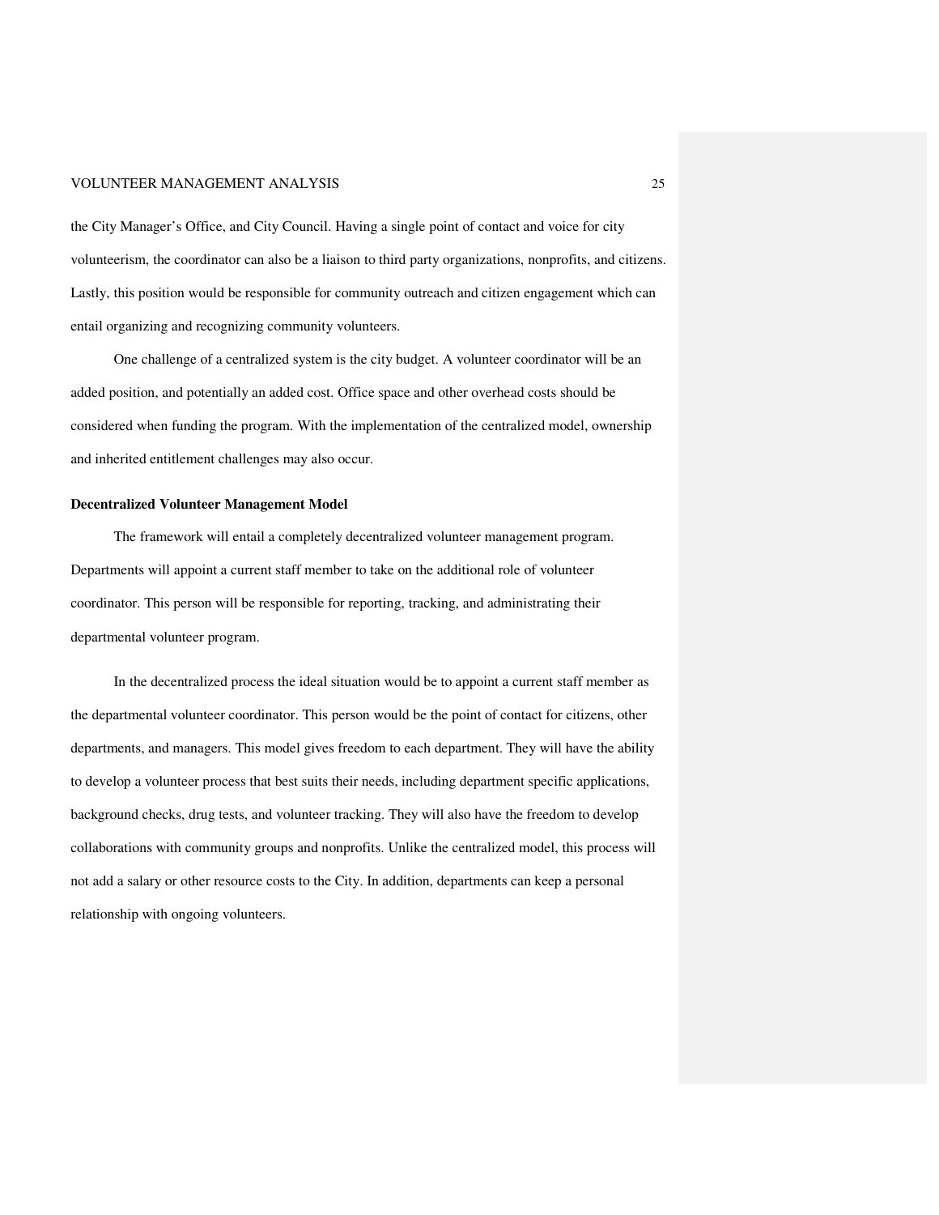the City Manager's Office, and City Council. Having a single point of contact and voice for city volunteerism, the coordinator can also be a liaison to third party organizations, nonprofits, and citizens. Lastly, this position would be responsible for community outreach and citizen engagement which can entail organizing and recognizing community volunteers.

One challenge of a centralized system is the city budget. A volunteer coordinator will be an added position, and potentially an added cost. Office space and other overhead costs should be considered when funding the program. With the implementation of the centralized model, ownership and inherited entitlement challenges may also occur.

**Decentralized Volunteer Management Model**

The framework will entail a completely decentralized volunteer management program. Departments will appoint a current staff member to take on the additional role of volunteer coordinator. This person will be responsible for reporting, tracking, and administrating their departmental volunteer program.

In the decentralized process the ideal situation would be to appoint a current staff member as the departmental volunteer coordinator. This person would be the point of contact for citizens, other departments, and managers. This model gives freedom to each department. They will have the ability to develop a volunteer process that best suits their needs, including department specific applications, background checks, drug tests, and volunteer tracking. They will also have the freedom to develop collaborations with community groups and nonprofits. Unlike the centralized model, this process will not add a salary or other resource costs to the City. In addition, departments can keep a personal relationship with ongoing volunteers.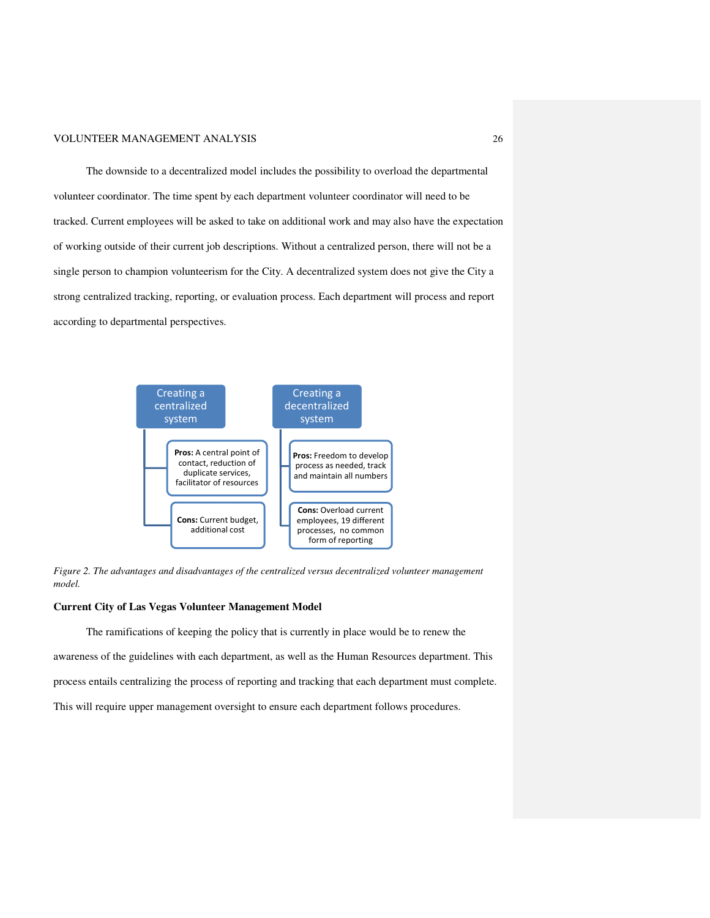The downside to a decentralized model includes the possibility to overload the departmental volunteer coordinator. The time spent by each department volunteer coordinator will need to be tracked. Current employees will be asked to take on additional work and may also have the expectation of working outside of their current job descriptions. Without a centralized person, there will not be a single person to champion volunteerism for the City. A decentralized system does not give the City a strong centralized tracking, reporting, or evaluation process. Each department will process and report according to departmental perspectives.

| Creating a centralized system | Creating a decentralized system |
| --- | --- |
| **Pros:** A central point of contact, reduction of duplicate services, facilitator of resources | **Pros:** Freedom to develop process as needed, track and maintain all numbers |
| **Cons:** Current budget, additional cost | **Cons:** Overload current employees, 19 different processes, no common form of reporting |

*Figure 2.* *The advantages and disadvantages of the centralized versus decentralized volunteer management model.*

**Current City of Las Vegas Volunteer Management Model**

The ramifications of keeping the policy that is currently in place would be to renew the awareness of the guidelines with each department, as well as the Human Resources department. This process entails centralizing the process of reporting and tracking that each department must complete. This will require upper management oversight to ensure each department follows procedures.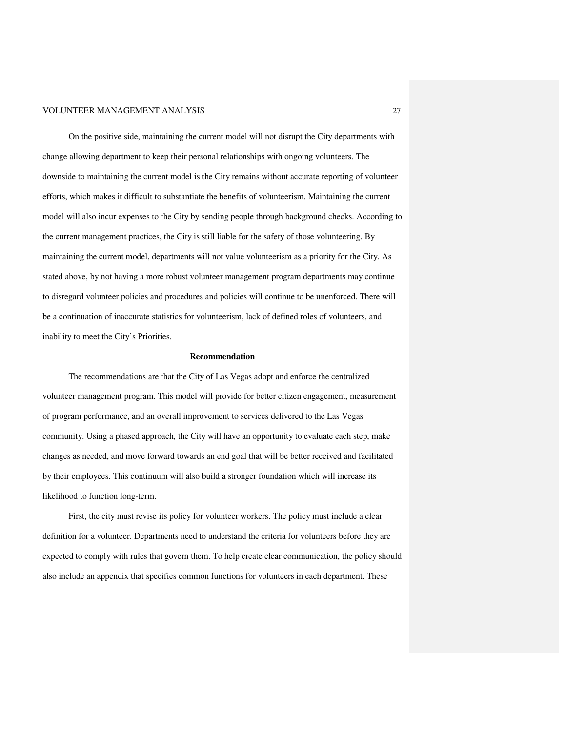On the positive side, maintaining the current model will not disrupt the City departments with change allowing department to keep their personal relationships with ongoing volunteers. The downside to maintaining the current model is the City remains without accurate reporting of volunteer efforts, which makes it difficult to substantiate the benefits of volunteerism. Maintaining the current model will also incur expenses to the City by sending people through background checks. According to the current management practices, the City is still liable for the safety of those volunteering. By maintaining the current model, departments will not value volunteerism as a priority for the City. As stated above, by not having a more robust volunteer management program departments may continue to disregard volunteer policies and procedures and policies will continue to be unenforced. There will be a continuation of inaccurate statistics for volunteerism, lack of defined roles of volunteers, and inability to meet the City's Priorities.

## Recommendation

The recommendations are that the City of Las Vegas adopt and enforce the centralized volunteer management program. This model will provide for better citizen engagement, measurement of program performance, and an overall improvement to services delivered to the Las Vegas community. Using a phased approach, the City will have an opportunity to evaluate each step, make changes as needed, and move forward towards an end goal that will be better received and facilitated by their employees. This continuum will also build a stronger foundation which will increase its likelihood to function long-term.

First, the city must revise its policy for volunteer workers. The policy must include a clear definition for a volunteer. Departments need to understand the criteria for volunteers before they are expected to comply with rules that govern them. To help create clear communication, the policy should also include an appendix that specifies common functions for volunteers in each department. These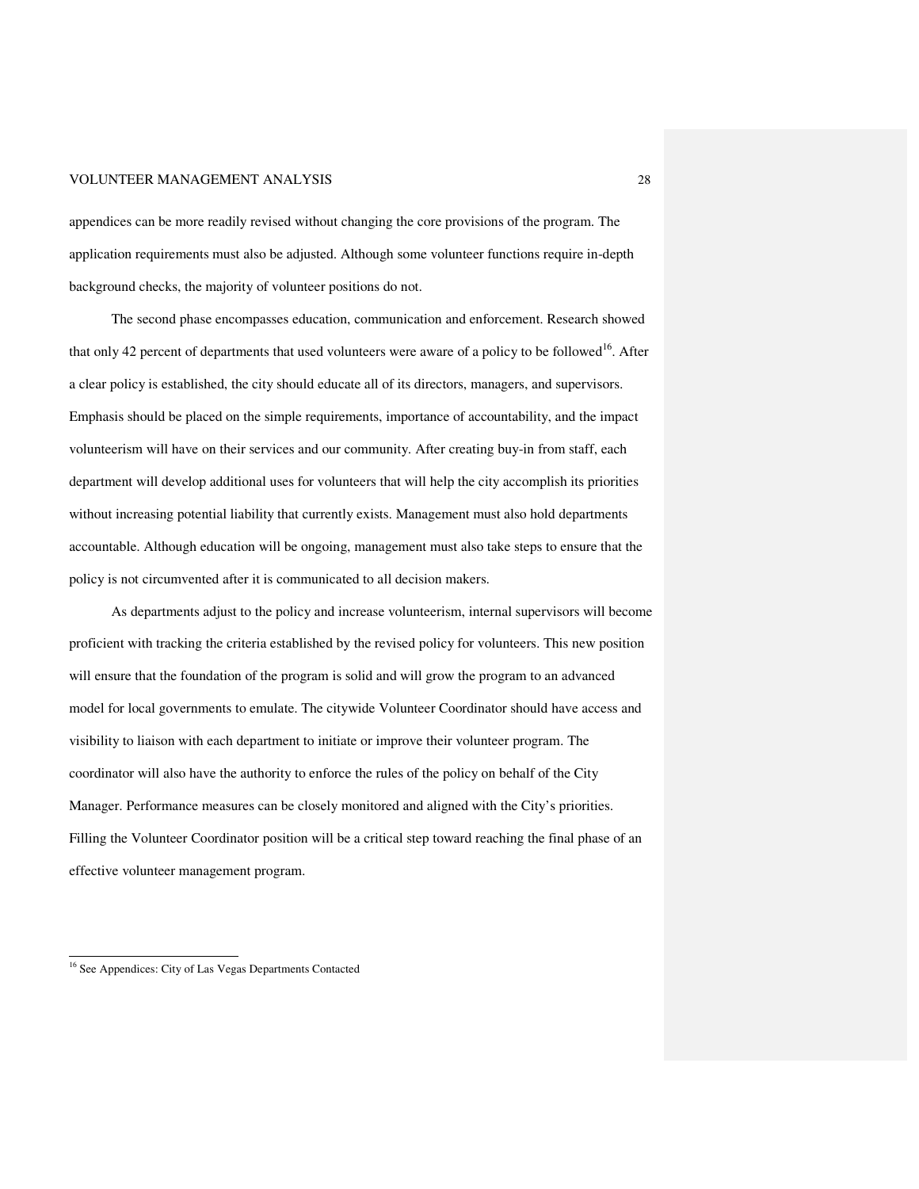appendices can be more readily revised without changing the core provisions of the program. The application requirements must also be adjusted. Although some volunteer functions require in-depth background checks, the majority of volunteer positions do not.

The second phase encompasses education, communication and enforcement. Research showed that only 42 percent of departments that used volunteers were aware of a policy to be followed[16]. After a clear policy is established, the city should educate all of its directors, managers, and supervisors. Emphasis should be placed on the simple requirements, importance of accountability, and the impact volunteerism will have on their services and our community. After creating buy-in from staff, each department will develop additional uses for volunteers that will help the city accomplish its priorities without increasing potential liability that currently exists. Management must also hold departments accountable. Although education will be ongoing, management must also take steps to ensure that the policy is not circumvented after it is communicated to all decision makers.

As departments adjust to the policy and increase volunteerism, internal supervisors will become proficient with tracking the criteria established by the revised policy for volunteers. This new position will ensure that the foundation of the program is solid and will grow the program to an advanced model for local governments to emulate. The citywide Volunteer Coordinator should have access and visibility to liaison with each department to initiate or improve their volunteer program. The coordinator will also have the authority to enforce the rules of the policy on behalf of the City Manager. Performance measures can be closely monitored and aligned with the City's priorities. Filling the Volunteer Coordinator position will be a critical step toward reaching the final phase of an effective volunteer management program.

[16] See Appendices: City of Las Vegas Departments Contacted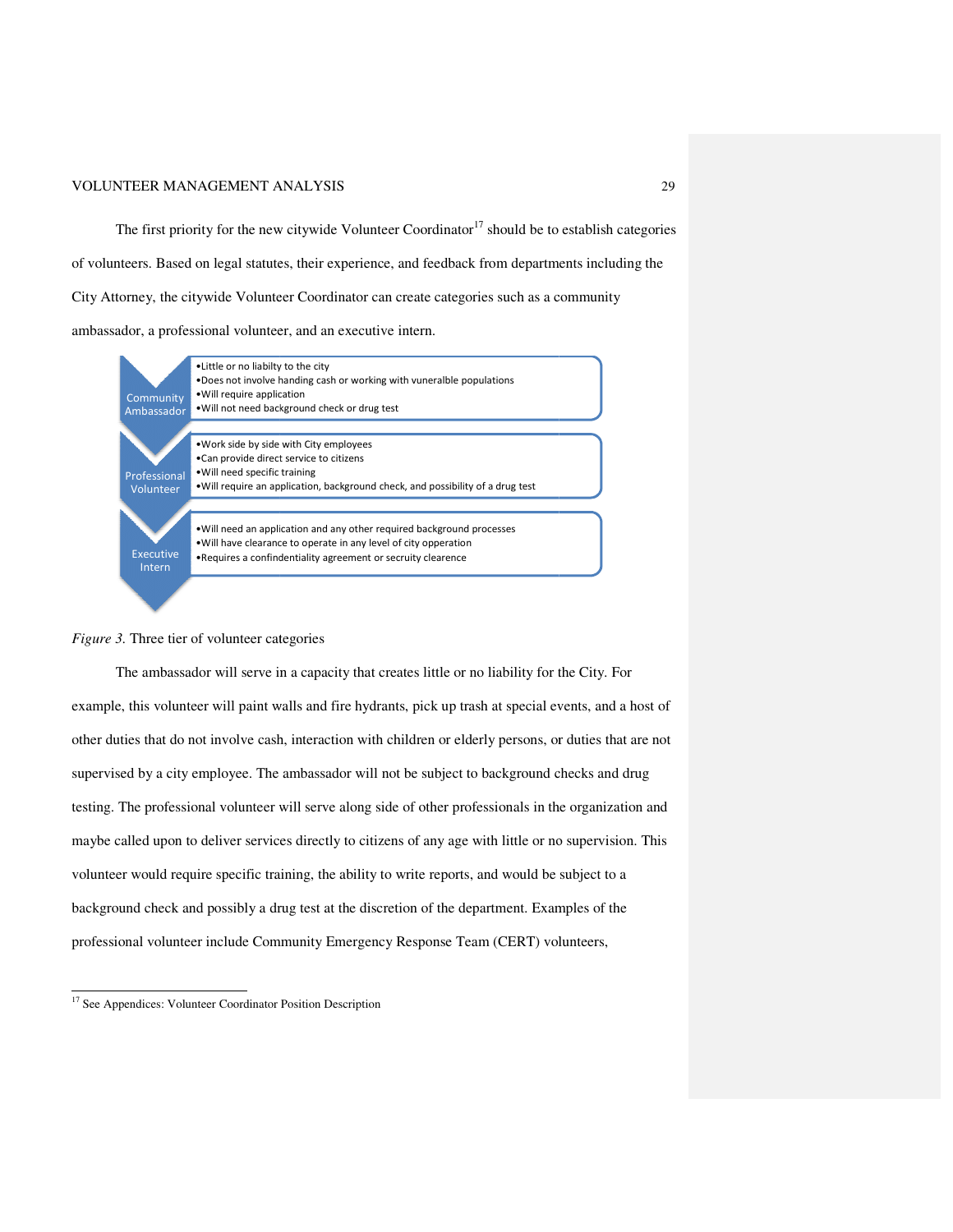The first priority for the new citywide Volunteer Coordinator[17] should be to establish categories of volunteers. Based on legal statutes, their experience, and feedback from departments including the City Attorney, the citywide Volunteer Coordinator can create categories such as a community ambassador, a professional volunteer, and an executive intern.

**Community Ambassador**
- Little or no liabilty to the city
- Does not involve handing cash or working with vuneralble populations
- Will require application
- Will not need background check or drug test

**Professional Volunteer**
- Work side by side with City employees
- Can provide direct service to citizens
- Will need specific training
- Will require an application, background check, and possibility of a drug test

**Executive Intern**
- Will need an application and any other required background processes
- Will have clearance to operate in any level of city opperation
- Requires a confindentiality agreement or secruity clearence

*Figure 3.* Three tier of volunteer categories

The ambassador will serve in a capacity that creates little or no liability for the City. For example, this volunteer will paint walls and fire hydrants, pick up trash at special events, and a host of other duties that do not involve cash, interaction with children or elderly persons, or duties that are not supervised by a city employee. The ambassador will not be subject to background checks and drug testing. The professional volunteer will serve along side of other professionals in the organization and maybe called upon to deliver services directly to citizens of any age with little or no supervision. This volunteer would require specific training, the ability to write reports, and would be subject to a background check and possibly a drug test at the discretion of the department. Examples of the professional volunteer include Community Emergency Response Team (CERT) volunteers,

---

[17] See Appendices: Volunteer Coordinator Position Description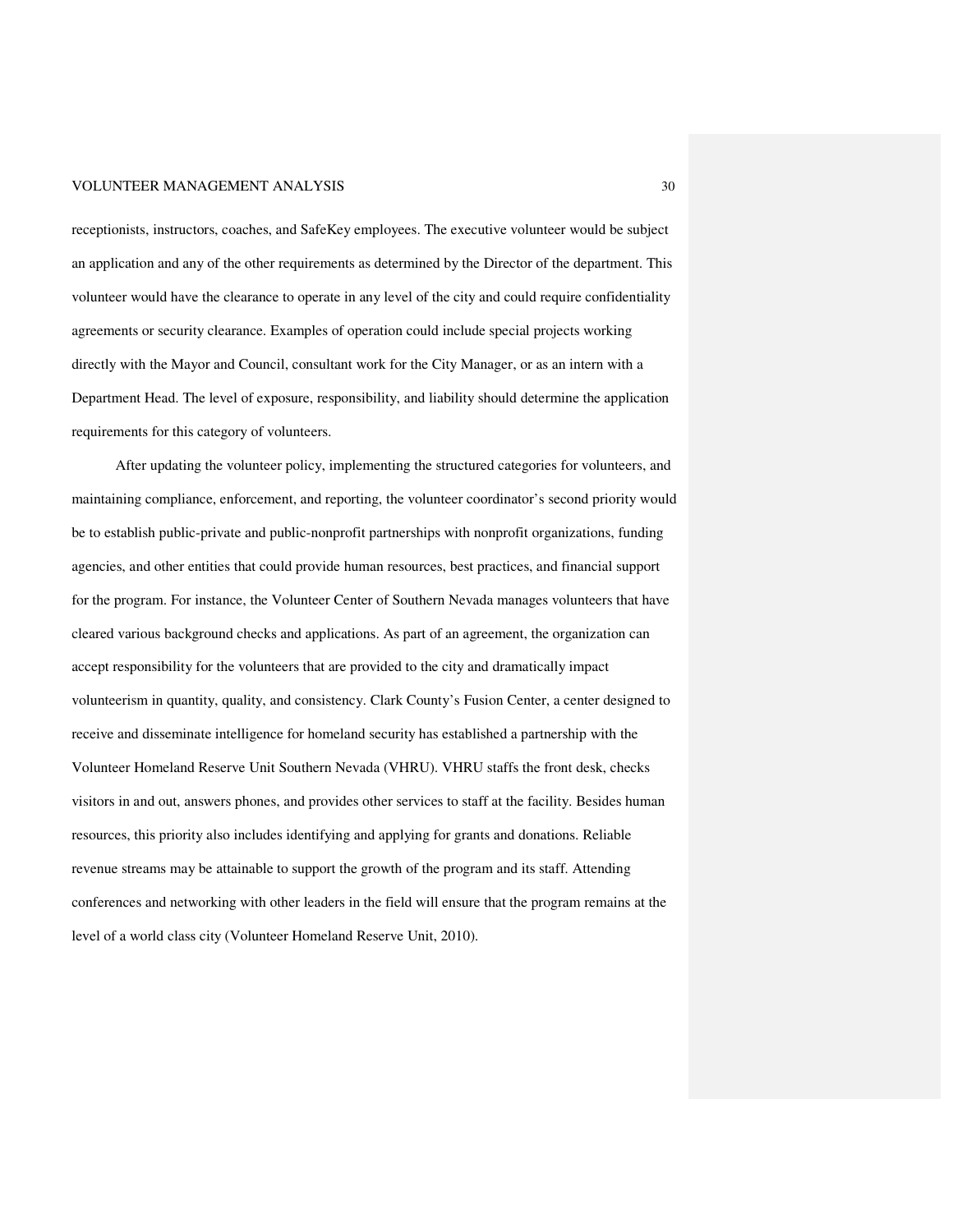receptionists, instructors, coaches, and SafeKey employees. The executive volunteer would be subject an application and any of the other requirements as determined by the Director of the department. This volunteer would have the clearance to operate in any level of the city and could require confidentiality agreements or security clearance. Examples of operation could include special projects working directly with the Mayor and Council, consultant work for the City Manager, or as an intern with a Department Head. The level of exposure, responsibility, and liability should determine the application requirements for this category of volunteers.

After updating the volunteer policy, implementing the structured categories for volunteers, and maintaining compliance, enforcement, and reporting, the volunteer coordinator's second priority would be to establish public-private and public-nonprofit partnerships with nonprofit organizations, funding agencies, and other entities that could provide human resources, best practices, and financial support for the program. For instance, the Volunteer Center of Southern Nevada manages volunteers that have cleared various background checks and applications. As part of an agreement, the organization can accept responsibility for the volunteers that are provided to the city and dramatically impact volunteerism in quantity, quality, and consistency. Clark County's Fusion Center, a center designed to receive and disseminate intelligence for homeland security has established a partnership with the Volunteer Homeland Reserve Unit Southern Nevada (VHRU). VHRU staffs the front desk, checks visitors in and out, answers phones, and provides other services to staff at the facility. Besides human resources, this priority also includes identifying and applying for grants and donations. Reliable revenue streams may be attainable to support the growth of the program and its staff. Attending conferences and networking with other leaders in the field will ensure that the program remains at the level of a world class city (Volunteer Homeland Reserve Unit, 2010).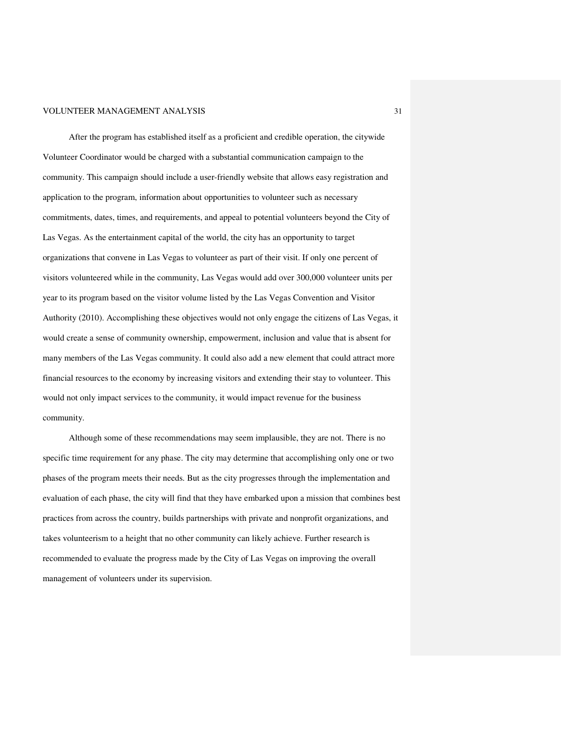After the program has established itself as a proficient and credible operation, the citywide Volunteer Coordinator would be charged with a substantial communication campaign to the community. This campaign should include a user-friendly website that allows easy registration and application to the program, information about opportunities to volunteer such as necessary commitments, dates, times, and requirements, and appeal to potential volunteers beyond the City of Las Vegas. As the entertainment capital of the world, the city has an opportunity to target organizations that convene in Las Vegas to volunteer as part of their visit. If only one percent of visitors volunteered while in the community, Las Vegas would add over 300,000 volunteer units per year to its program based on the visitor volume listed by the Las Vegas Convention and Visitor Authority (2010). Accomplishing these objectives would not only engage the citizens of Las Vegas, it would create a sense of community ownership, empowerment, inclusion and value that is absent for many members of the Las Vegas community. It could also add a new element that could attract more financial resources to the economy by increasing visitors and extending their stay to volunteer. This would not only impact services to the community, it would impact revenue for the business community.

Although some of these recommendations may seem implausible, they are not. There is no specific time requirement for any phase. The city may determine that accomplishing only one or two phases of the program meets their needs. But as the city progresses through the implementation and evaluation of each phase, the city will find that they have embarked upon a mission that combines best practices from across the country, builds partnerships with private and nonprofit organizations, and takes volunteerism to a height that no other community can likely achieve. Further research is recommended to evaluate the progress made by the City of Las Vegas on improving the overall management of volunteers under its supervision.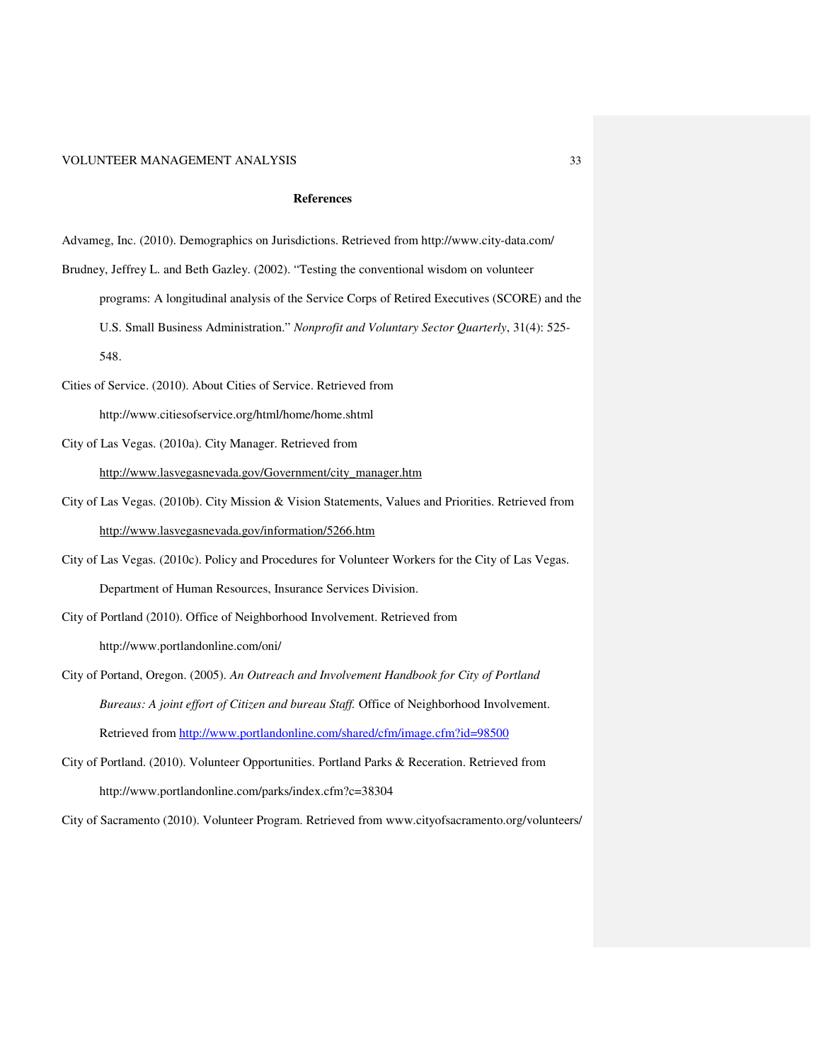## References

Advameg, Inc. (2010). Demographics on Jurisdictions. Retrieved from http://www.city-data.com/

Brudney, Jeffrey L. and Beth Gazley. (2002). "Testing the conventional wisdom on volunteer programs: A longitudinal analysis of the Service Corps of Retired Executives (SCORE) and the U.S. Small Business Administration." *Nonprofit and Voluntary Sector Quarterly*, 31(4): 525-548.

Cities of Service. (2010). About Cities of Service. Retrieved from http://www.citiesofservice.org/html/home/home.shtml

City of Las Vegas. (2010a). City Manager. Retrieved from http://www.lasvegasnevada.gov/Government/city_manager.htm

City of Las Vegas. (2010b). City Mission & Vision Statements, Values and Priorities. Retrieved from http://www.lasvegasnevada.gov/information/5266.htm

City of Las Vegas. (2010c). Policy and Procedures for Volunteer Workers for the City of Las Vegas. Department of Human Resources, Insurance Services Division.

City of Portland (2010). Office of Neighborhood Involvement. Retrieved from http://www.portlandonline.com/oni/

City of Portand, Oregon. (2005). *An Outreach and Involvement Handbook for City of Portland Bureaus: A joint effort of Citizen and bureau Staff.* Office of Neighborhood Involvement. Retrieved from http://www.portlandonline.com/shared/cfm/image.cfm?id=98500

City of Portland. (2010). Volunteer Opportunities. Portland Parks & Receration. Retrieved from http://www.portlandonline.com/parks/index.cfm?c=38304

City of Sacramento (2010). Volunteer Program. Retrieved from www.cityofsacramento.org/volunteers/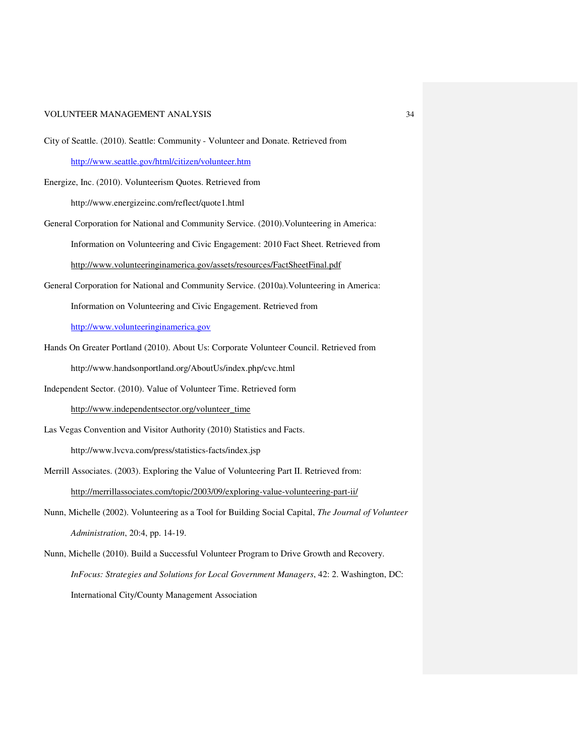City of Seattle. (2010). Seattle: Community - Volunteer and Donate. Retrieved from http://www.seattle.gov/html/citizen/volunteer.htm

Energize, Inc. (2010). Volunteerism Quotes. Retrieved from http://www.energizeinc.com/reflect/quote1.html

General Corporation for National and Community Service. (2010).Volunteering in America: Information on Volunteering and Civic Engagement: 2010 Fact Sheet. Retrieved from http://www.volunteeringinamerica.gov/assets/resources/FactSheetFinal.pdf

General Corporation for National and Community Service. (2010a).Volunteering in America: Information on Volunteering and Civic Engagement. Retrieved from http://www.volunteeringinamerica.gov

Hands On Greater Portland (2010). About Us: Corporate Volunteer Council. Retrieved from http://www.handsonportland.org/AboutUs/index.php/cvc.html

Independent Sector. (2010). Value of Volunteer Time. Retrieved form http://www.independentsector.org/volunteer_time

Las Vegas Convention and Visitor Authority (2010) Statistics and Facts. http://www.lvcva.com/press/statistics-facts/index.jsp

Merrill Associates. (2003). Exploring the Value of Volunteering Part II. Retrieved from: http://merrillassociates.com/topic/2003/09/exploring-value-volunteering-part-ii/

Nunn, Michelle (2002). Volunteering as a Tool for Building Social Capital, *The Journal of Volunteer Administration*, 20:4, pp. 14-19.

Nunn, Michelle (2010). Build a Successful Volunteer Program to Drive Growth and Recovery. *InFocus: Strategies and Solutions for Local Government Managers*, 42: 2. Washington, DC: International City/County Management Association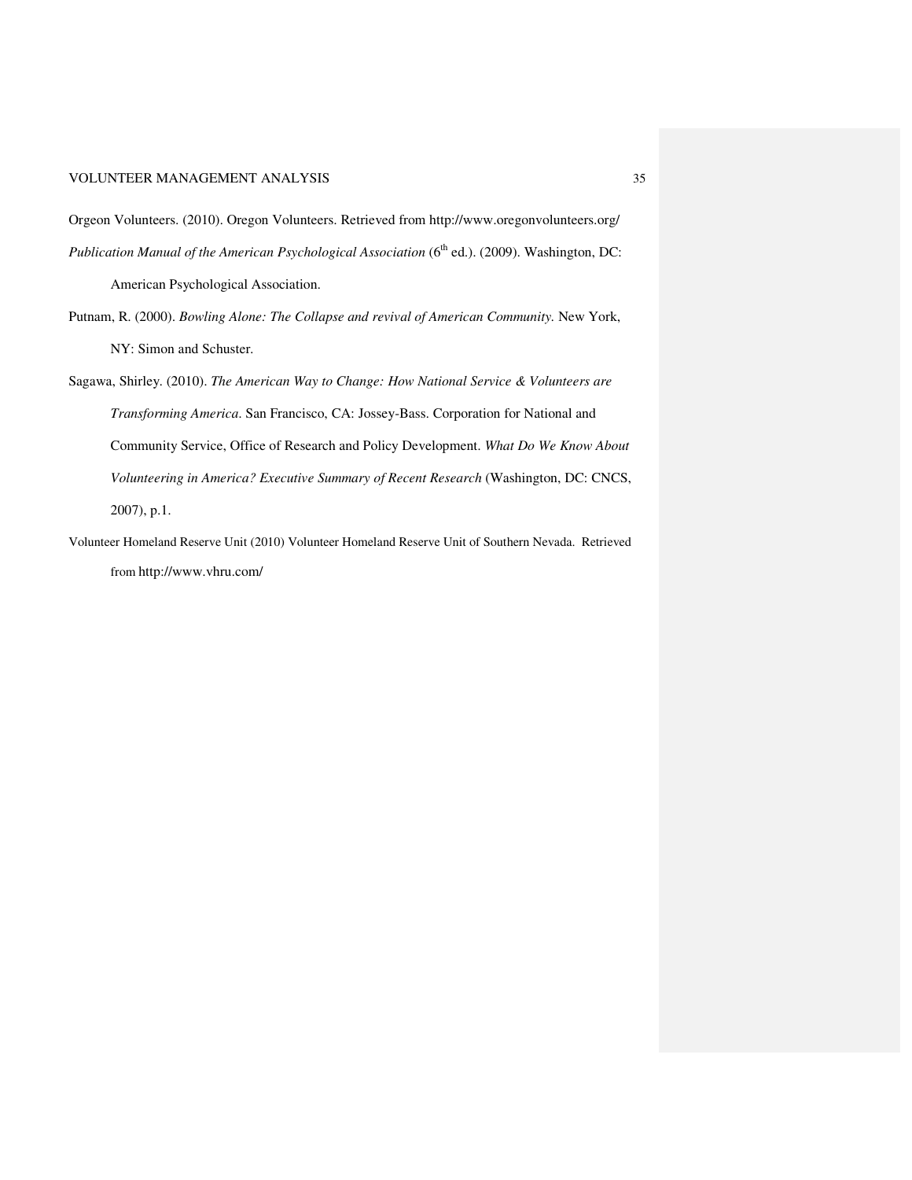Orgeon Volunteers. (2010). Oregon Volunteers. Retrieved from http://www.oregonvolunteers.org/

*Publication Manual of the American Psychological Association* (6th ed.). (2009). Washington, DC: American Psychological Association.

Putnam, R. (2000). *Bowling Alone: The Collapse and revival of American Community*. New York, NY: Simon and Schuster.

Sagawa, Shirley. (2010). *The American Way to Change: How National Service & Volunteers are Transforming America*. San Francisco, CA: Jossey-Bass. Corporation for National and Community Service, Office of Research and Policy Development. *What Do We Know About Volunteering in America? Executive Summary of Recent Research* (Washington, DC: CNCS, 2007), p.1.

Volunteer Homeland Reserve Unit (2010) Volunteer Homeland Reserve Unit of Southern Nevada. Retrieved from http://www.vhru.com/